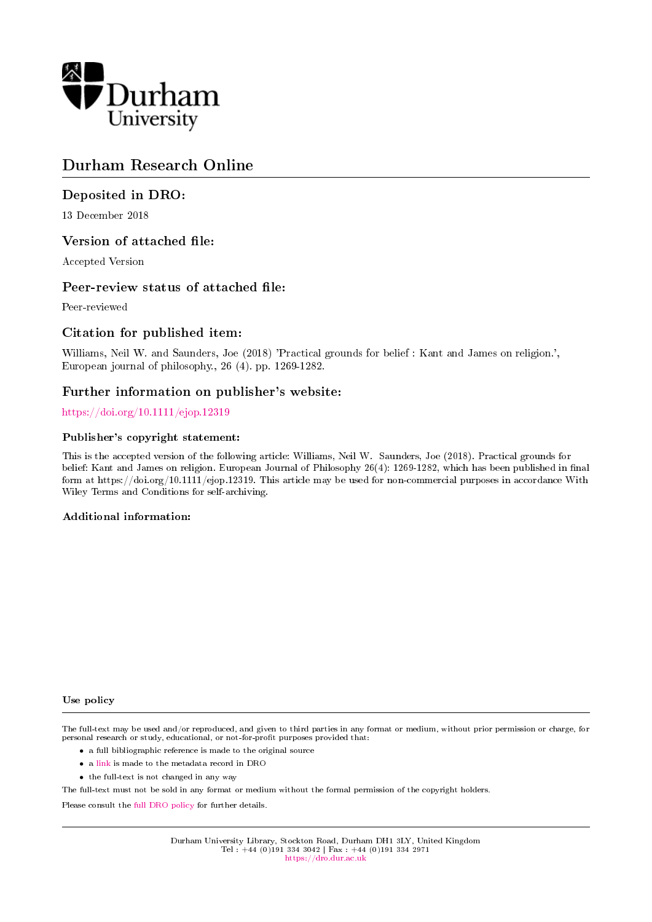Durham University

# Durham Research Online

## Deposited in DRO:

13 December 2018

## Version of attached file:

Accepted Version

## Peer-review status of attached file:

Peer-reviewed

## Citation for published item:

Williams, Neil W. and Saunders, Joe (2018) 'Practical grounds for belief : Kant and James on religion.', European journal of philosophy., 26 (4). pp. 1269-1282.

## Further information on publisher's website:

https://doi.org/10.1111/ejop.12319

### Publisher's copyright statement:

This is the accepted version of the following article: Williams, Neil W. Saunders, Joe (2018). Practical grounds for belief: Kant and James on religion. European Journal of Philosophy 26(4): 1269-1282, which has been published in final form at https://doi.org/10.1111/ejop.12319. This article may be used for non-commercial purposes in accordance With Wiley Terms and Conditions for self-archiving.

### Additional information:

### Use policy

The full-text may be used and/or reproduced, and given to third parties in any format or medium, without prior permission or charge, for personal research or study, educational, or not-for-profit purposes provided that:

- a full bibliographic reference is made to the original source
- a link is made to the metadata record in DRO
- the full-text is not changed in any way

The full-text must not be sold in any format or medium without the formal permission of the copyright holders.

Please consult the full DRO policy for further details.

Durham University Library, Stockton Road, Durham DH1 3LY, United Kingdom
Tel : +44 (0)191 334 3042 | Fax : +44 (0)191 334 2971
https://dro.dur.ac.uk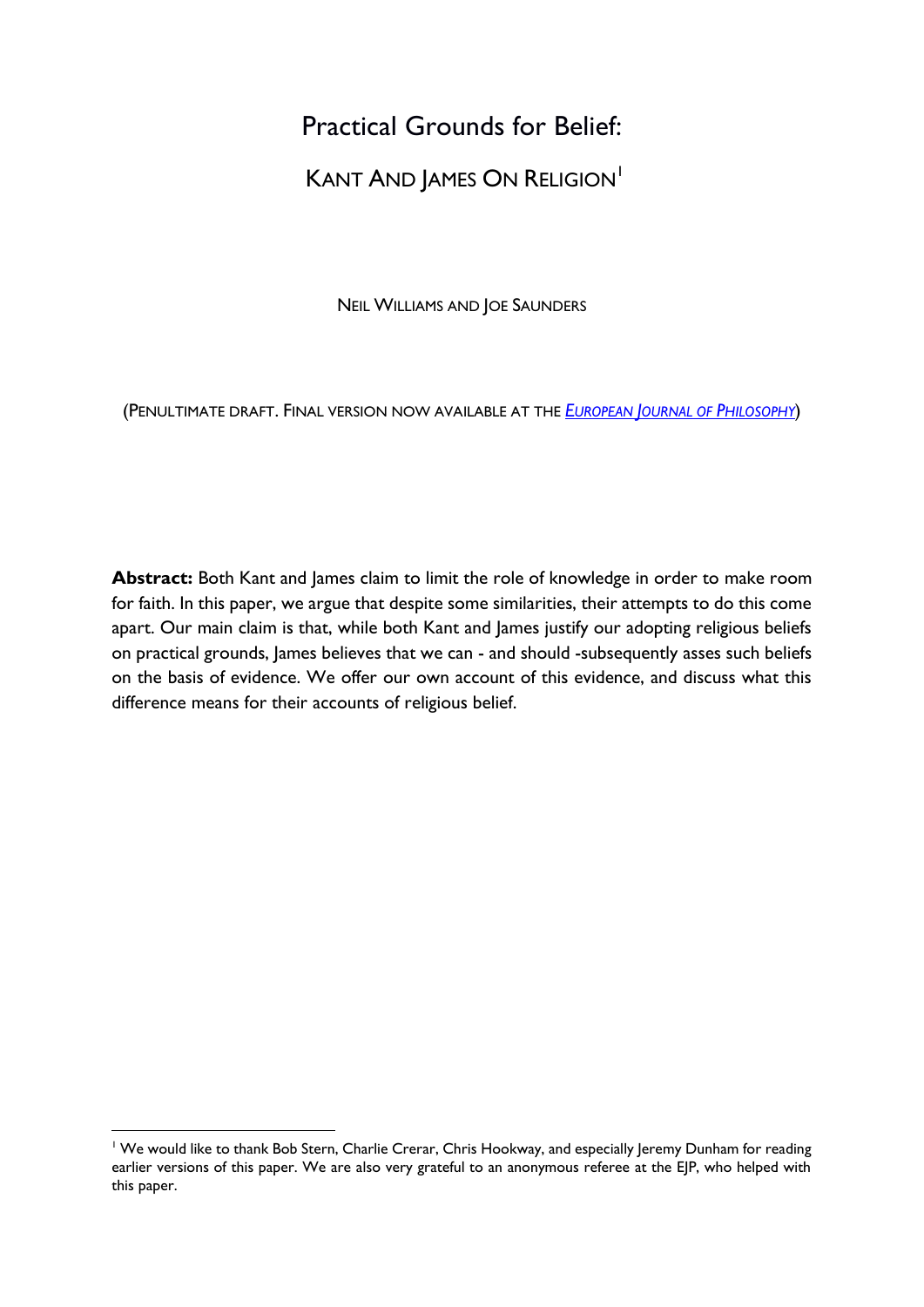# Practical Grounds for Belief:

## Kant And James On Religion[1]

Neil Williams and Joe Saunders

(Penultimate draft. Final version now available at the [*European Journal of Philosophy*])

**Abstract:** Both Kant and James claim to limit the role of knowledge in order to make room for faith. In this paper, we argue that despite some similarities, their attempts to do this come apart. Our main claim is that, while both Kant and James justify our adopting religious beliefs on practical grounds, James believes that we can - and should -subsequently asses such beliefs on the basis of evidence. We offer our own account of this evidence, and discuss what this difference means for their accounts of religious belief.

---

[1] We would like to thank Bob Stern, Charlie Crerar, Chris Hookway, and especially Jeremy Dunham for reading earlier versions of this paper. We are also very grateful to an anonymous referee at the EJP, who helped with this paper.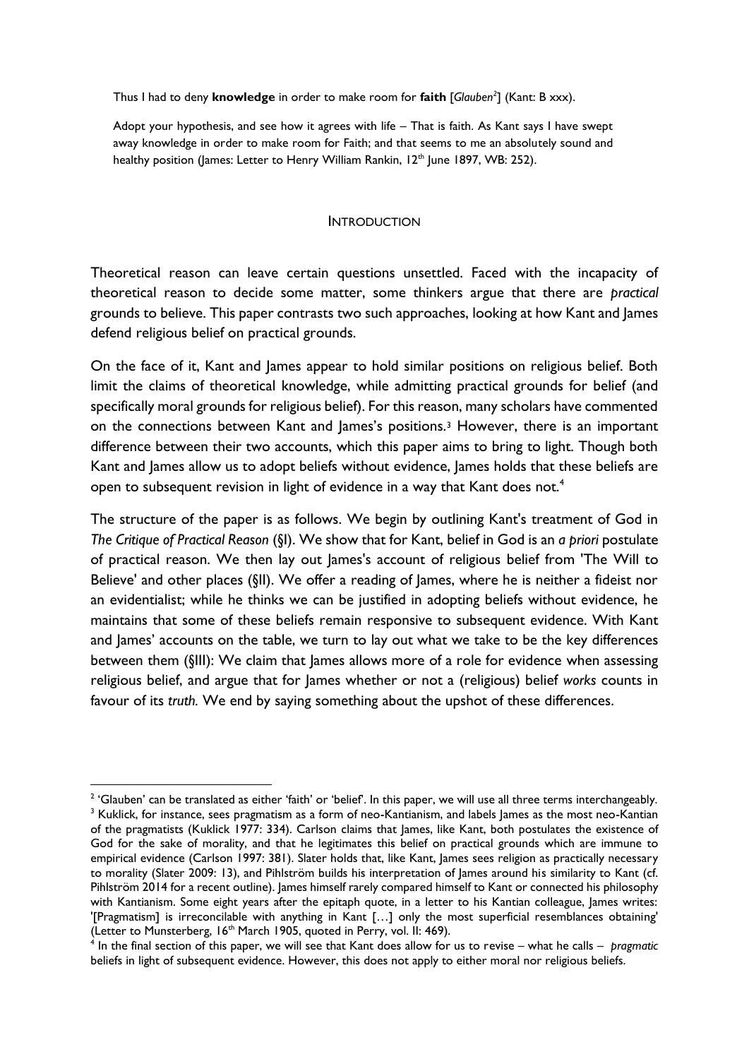Thus I had to deny **knowledge** in order to make room for **faith** [*Glauben*[2]] (Kant: B xxx).

Adopt your hypothesis, and see how it agrees with life – That is faith. As Kant says I have swept away knowledge in order to make room for Faith; and that seems to me an absolutely sound and healthy position (James: Letter to Henry William Rankin, 12th June 1897, WB: 252).

## INTRODUCTION

Theoretical reason can leave certain questions unsettled. Faced with the incapacity of theoretical reason to decide some matter, some thinkers argue that there are *practical* grounds to believe. This paper contrasts two such approaches, looking at how Kant and James defend religious belief on practical grounds.

On the face of it, Kant and James appear to hold similar positions on religious belief. Both limit the claims of theoretical knowledge, while admitting practical grounds for belief (and specifically moral grounds for religious belief). For this reason, many scholars have commented on the connections between Kant and James's positions.[3] However, there is an important difference between their two accounts, which this paper aims to bring to light. Though both Kant and James allow us to adopt beliefs without evidence, James holds that these beliefs are open to subsequent revision in light of evidence in a way that Kant does not.[4]

The structure of the paper is as follows. We begin by outlining Kant's treatment of God in *The Critique of Practical Reason* (§I). We show that for Kant, belief in God is an *a priori* postulate of practical reason. We then lay out James's account of religious belief from 'The Will to Believe' and other places (§II). We offer a reading of James, where he is neither a fideist nor an evidentialist; while he thinks we can be justified in adopting beliefs without evidence, he maintains that some of these beliefs remain responsive to subsequent evidence. With Kant and James' accounts on the table, we turn to lay out what we take to be the key differences between them (§III): We claim that James allows more of a role for evidence when assessing religious belief, and argue that for James whether or not a (religious) belief *works* counts in favour of its *truth*. We end by saying something about the upshot of these differences.

---

[2] 'Glauben' can be translated as either 'faith' or 'belief'. In this paper, we will use all three terms interchangeably.

[3] Kuklick, for instance, sees pragmatism as a form of neo-Kantianism, and labels James as the most neo-Kantian of the pragmatists (Kuklick 1977: 334). Carlson claims that James, like Kant, both postulates the existence of God for the sake of morality, and that he legitimates this belief on practical grounds which are immune to empirical evidence (Carlson 1997: 381). Slater holds that, like Kant, James sees religion as practically necessary to morality (Slater 2009: 13), and Pihlström builds his interpretation of James around his similarity to Kant (cf. Pihlström 2014 for a recent outline). James himself rarely compared himself to Kant or connected his philosophy with Kantianism. Some eight years after the epitaph quote, in a letter to his Kantian colleague, James writes: '[Pragmatism] is irreconcilable with anything in Kant […] only the most superficial resemblances obtaining' (Letter to Munsterberg, 16th March 1905, quoted in Perry, vol. II: 469).

[4] In the final section of this paper, we will see that Kant does allow for us to revise – what he calls – *pragmatic* beliefs in light of subsequent evidence. However, this does not apply to either moral nor religious beliefs.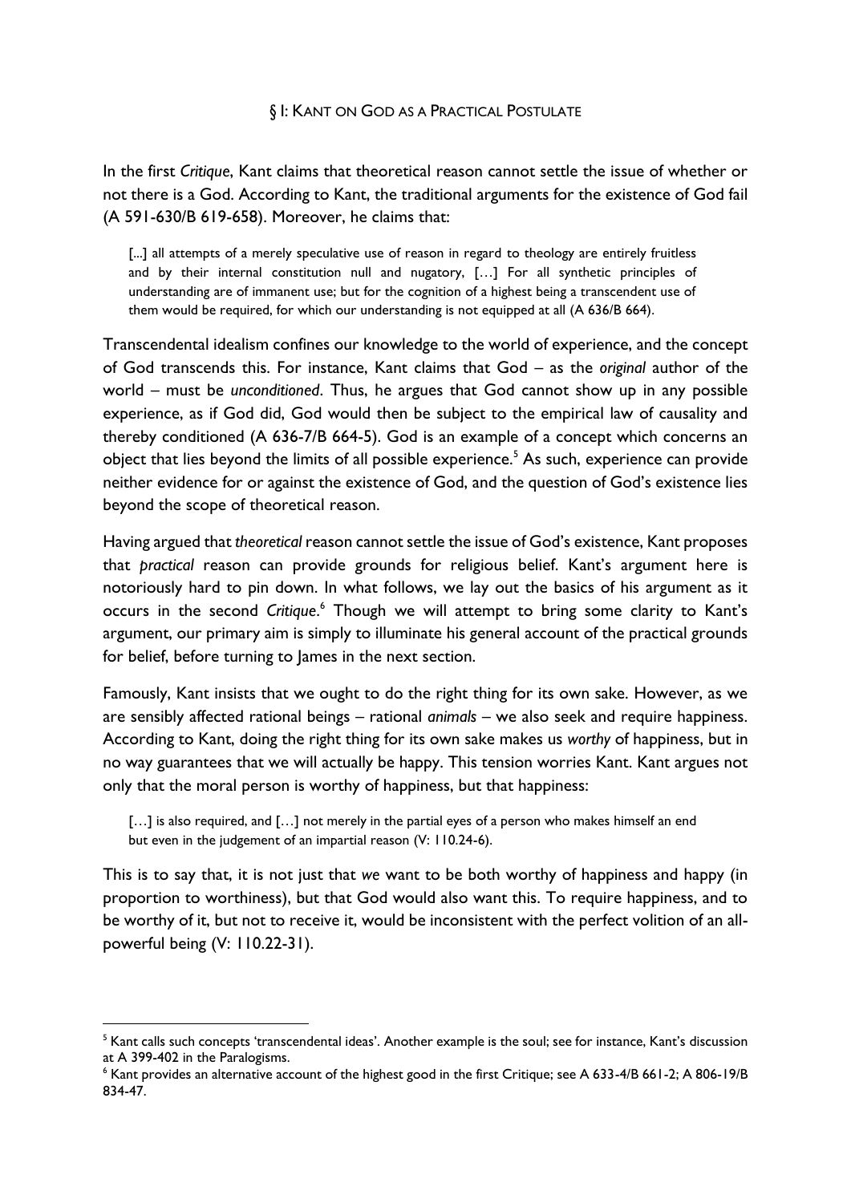## § I: Kant on God as a Practical Postulate

In the first *Critique*, Kant claims that theoretical reason cannot settle the issue of whether or not there is a God. According to Kant, the traditional arguments for the existence of God fail (A 591-630/B 619-658). Moreover, he claims that:

> [...] all attempts of a merely speculative use of reason in regard to theology are entirely fruitless and by their internal constitution null and nugatory, […] For all synthetic principles of understanding are of immanent use; but for the cognition of a highest being a transcendent use of them would be required, for which our understanding is not equipped at all (A 636/B 664).

Transcendental idealism confines our knowledge to the world of experience, and the concept of God transcends this. For instance, Kant claims that God – as the *original* author of the world – must be *unconditioned*. Thus, he argues that God cannot show up in any possible experience, as if God did, God would then be subject to the empirical law of causality and thereby conditioned (A 636-7/B 664-5). God is an example of a concept which concerns an object that lies beyond the limits of all possible experience.[5] As such, experience can provide neither evidence for or against the existence of God, and the question of God's existence lies beyond the scope of theoretical reason.

Having argued that *theoretical* reason cannot settle the issue of God's existence, Kant proposes that *practical* reason can provide grounds for religious belief. Kant's argument here is notoriously hard to pin down. In what follows, we lay out the basics of his argument as it occurs in the second *Critique*.[6] Though we will attempt to bring some clarity to Kant's argument, our primary aim is simply to illuminate his general account of the practical grounds for belief, before turning to James in the next section.

Famously, Kant insists that we ought to do the right thing for its own sake. However, as we are sensibly affected rational beings – rational *animals* – we also seek and require happiness. According to Kant, doing the right thing for its own sake makes us *worthy* of happiness, but in no way guarantees that we will actually be happy. This tension worries Kant. Kant argues not only that the moral person is worthy of happiness, but that happiness:

> […] is also required, and […] not merely in the partial eyes of a person who makes himself an end but even in the judgement of an impartial reason (V: 110.24-6).

This is to say that, it is not just that *we* want to be both worthy of happiness and happy (in proportion to worthiness), but that God would also want this. To require happiness, and to be worthy of it, but not to receive it, would be inconsistent with the perfect volition of an all-powerful being (V: 110.22-31).

---

[5] Kant calls such concepts 'transcendental ideas'. Another example is the soul; see for instance, Kant's discussion at A 399-402 in the Paralogisms.

[6] Kant provides an alternative account of the highest good in the first Critique; see A 633-4/B 661-2; A 806-19/B 834-47.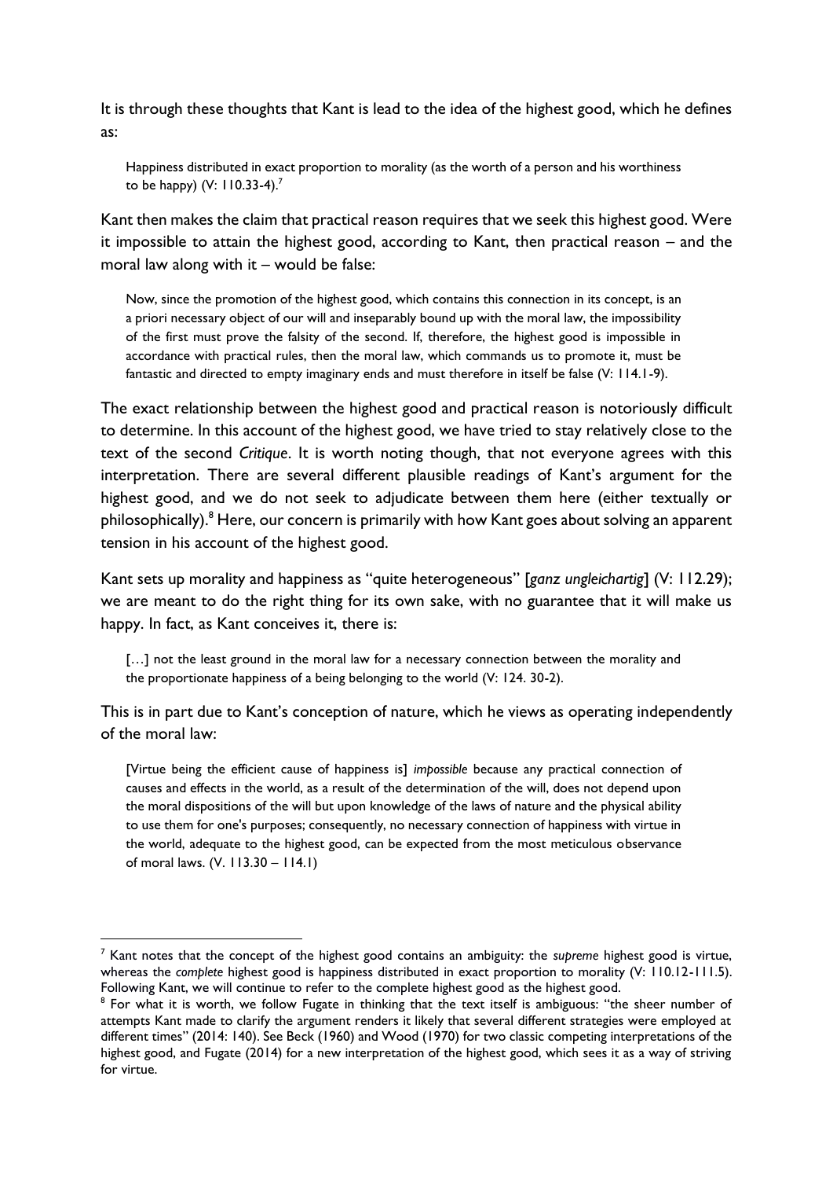It is through these thoughts that Kant is lead to the idea of the highest good, which he defines as:

> Happiness distributed in exact proportion to morality (as the worth of a person and his worthiness to be happy) (V: 110.33-4).[7]

Kant then makes the claim that practical reason requires that we seek this highest good. Were it impossible to attain the highest good, according to Kant, then practical reason – and the moral law along with it – would be false:

> Now, since the promotion of the highest good, which contains this connection in its concept, is an a priori necessary object of our will and inseparably bound up with the moral law, the impossibility of the first must prove the falsity of the second. If, therefore, the highest good is impossible in accordance with practical rules, then the moral law, which commands us to promote it, must be fantastic and directed to empty imaginary ends and must therefore in itself be false (V: 114.1-9).

The exact relationship between the highest good and practical reason is notoriously difficult to determine. In this account of the highest good, we have tried to stay relatively close to the text of the second *Critique*. It is worth noting though, that not everyone agrees with this interpretation. There are several different plausible readings of Kant's argument for the highest good, and we do not seek to adjudicate between them here (either textually or philosophically).[8] Here, our concern is primarily with how Kant goes about solving an apparent tension in his account of the highest good.

Kant sets up morality and happiness as "quite heterogeneous" [*ganz ungleichartig*] (V: 112.29); we are meant to do the right thing for its own sake, with no guarantee that it will make us happy. In fact, as Kant conceives it, there is:

> […] not the least ground in the moral law for a necessary connection between the morality and the proportionate happiness of a being belonging to the world (V: 124. 30-2).

This is in part due to Kant's conception of nature, which he views as operating independently of the moral law:

> [Virtue being the efficient cause of happiness is] *impossible* because any practical connection of causes and effects in the world, as a result of the determination of the will, does not depend upon the moral dispositions of the will but upon knowledge of the laws of nature and the physical ability to use them for one's purposes; consequently, no necessary connection of happiness with virtue in the world, adequate to the highest good, can be expected from the most meticulous observance of moral laws. (V. 113.30 – 114.1)

---

[7] Kant notes that the concept of the highest good contains an ambiguity: the *supreme* highest good is virtue, whereas the *complete* highest good is happiness distributed in exact proportion to morality (V: 110.12-111.5). Following Kant, we will continue to refer to the complete highest good as the highest good.

[8] For what it is worth, we follow Fugate in thinking that the text itself is ambiguous: "the sheer number of attempts Kant made to clarify the argument renders it likely that several different strategies were employed at different times" (2014: 140). See Beck (1960) and Wood (1970) for two classic competing interpretations of the highest good, and Fugate (2014) for a new interpretation of the highest good, which sees it as a way of striving for virtue.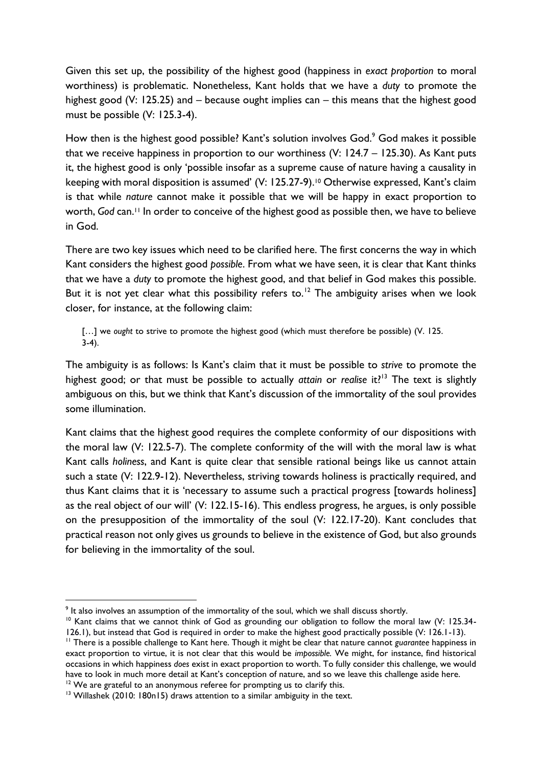Given this set up, the possibility of the highest good (happiness in *exact proportion* to moral worthiness) is problematic. Nonetheless, Kant holds that we have a *duty* to promote the highest good (V: 125.25) and – because ought implies can – this means that the highest good must be possible (V: 125.3-4).

How then is the highest good possible? Kant's solution involves God.[9] God makes it possible that we receive happiness in proportion to our worthiness (V: 124.7 – 125.30). As Kant puts it, the highest good is only 'possible insofar as a supreme cause of nature having a causality in keeping with moral disposition is assumed' (V: 125.27-9).[10] Otherwise expressed, Kant's claim is that while *nature* cannot make it possible that we will be happy in exact proportion to worth, *God* can.[11] In order to conceive of the highest good as possible then, we have to believe in God.

There are two key issues which need to be clarified here. The first concerns the way in which Kant considers the highest good *possible*. From what we have seen, it is clear that Kant thinks that we have a *duty* to promote the highest good, and that belief in God makes this possible. But it is not yet clear what this possibility refers to.[12] The ambiguity arises when we look closer, for instance, at the following claim:

> […] we *ought* to strive to promote the highest good (which must therefore be possible) (V. 125. 3-4).

The ambiguity is as follows: Is Kant's claim that it must be possible to *strive* to promote the highest good; or that must be possible to actually *attain* or *realise* it?[13] The text is slightly ambiguous on this, but we think that Kant's discussion of the immortality of the soul provides some illumination.

Kant claims that the highest good requires the complete conformity of our dispositions with the moral law (V: 122.5-7). The complete conformity of the will with the moral law is what Kant calls *holiness*, and Kant is quite clear that sensible rational beings like us cannot attain such a state (V: 122.9-12). Nevertheless, striving towards holiness is practically required, and thus Kant claims that it is 'necessary to assume such a practical progress [towards holiness] as the real object of our will' (V: 122.15-16). This endless progress, he argues, is only possible on the presupposition of the immortality of the soul (V: 122.17-20). Kant concludes that practical reason not only gives us grounds to believe in the existence of God, but also grounds for believing in the immortality of the soul.

---

[9] It also involves an assumption of the immortality of the soul, which we shall discuss shortly.

[10] Kant claims that we cannot think of God as grounding our obligation to follow the moral law (V: 125.34-126.1), but instead that God is required in order to make the highest good practically possible (V: 126.1-13).

[11] There is a possible challenge to Kant here. Though it might be clear that nature cannot *guarantee* happiness in exact proportion to virtue, it is not clear that this would be *impossible.* We might, for instance, find historical occasions in which happiness *does* exist in exact proportion to worth. To fully consider this challenge, we would have to look in much more detail at Kant's conception of nature, and so we leave this challenge aside here.

[12] We are grateful to an anonymous referee for prompting us to clarify this.

[13] Willashek (2010: 180n15) draws attention to a similar ambiguity in the text.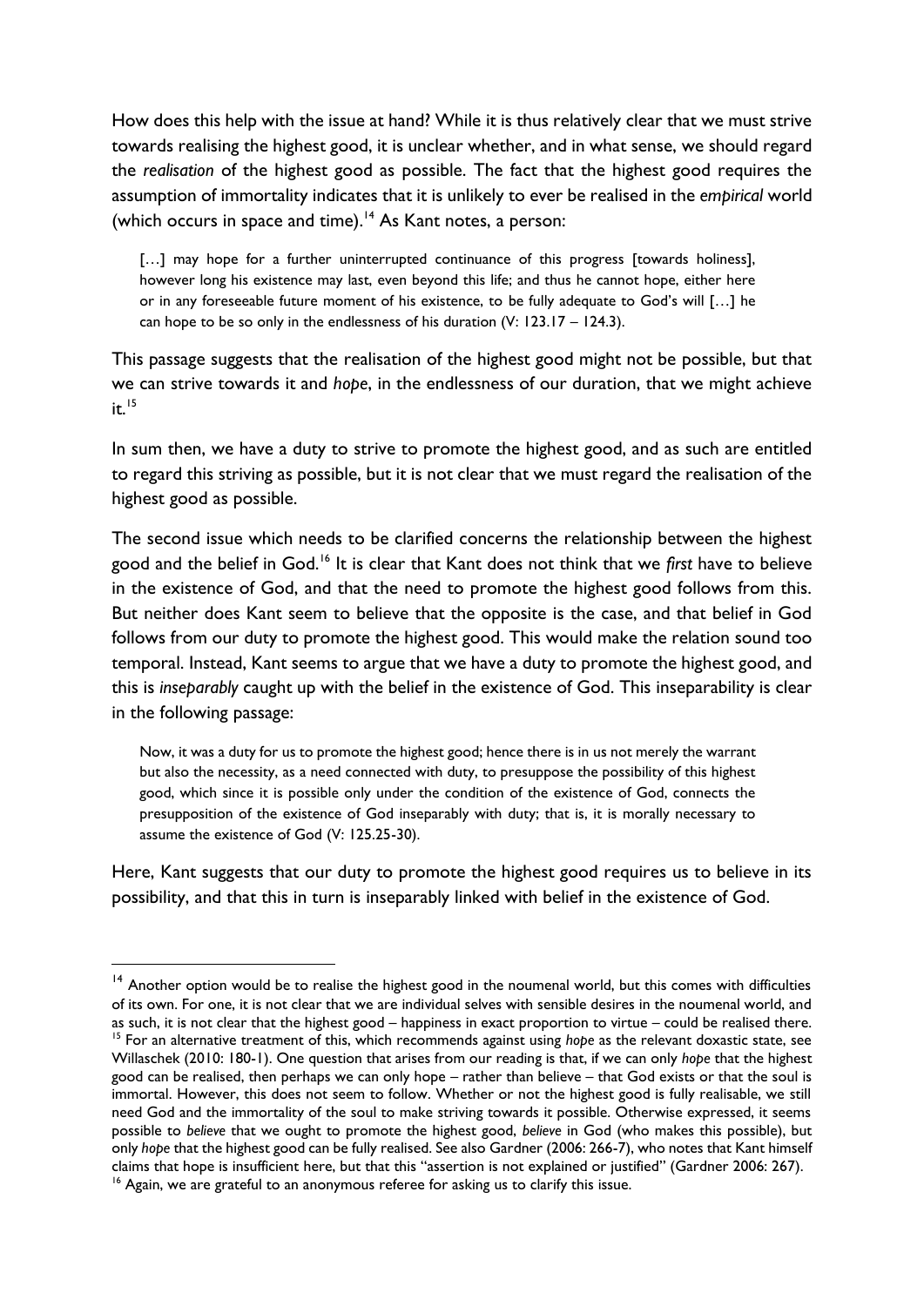How does this help with the issue at hand? While it is thus relatively clear that we must strive towards realising the highest good, it is unclear whether, and in what sense, we should regard the *realisation* of the highest good as possible. The fact that the highest good requires the assumption of immortality indicates that it is unlikely to ever be realised in the *empirical* world (which occurs in space and time).[14] As Kant notes, a person:

> […] may hope for a further uninterrupted continuance of this progress [towards holiness], however long his existence may last, even beyond this life; and thus he cannot hope, either here or in any foreseeable future moment of his existence, to be fully adequate to God's will […] he can hope to be so only in the endlessness of his duration (V: 123.17 – 124.3).

This passage suggests that the realisation of the highest good might not be possible, but that we can strive towards it and *hope*, in the endlessness of our duration, that we might achieve it.[15]

In sum then, we have a duty to strive to promote the highest good, and as such are entitled to regard this striving as possible, but it is not clear that we must regard the realisation of the highest good as possible.

The second issue which needs to be clarified concerns the relationship between the highest good and the belief in God.[16] It is clear that Kant does not think that we *first* have to believe in the existence of God, and that the need to promote the highest good follows from this. But neither does Kant seem to believe that the opposite is the case, and that belief in God follows from our duty to promote the highest good. This would make the relation sound too temporal. Instead, Kant seems to argue that we have a duty to promote the highest good, and this is *inseparably* caught up with the belief in the existence of God. This inseparability is clear in the following passage:

> Now, it was a duty for us to promote the highest good; hence there is in us not merely the warrant but also the necessity, as a need connected with duty, to presuppose the possibility of this highest good, which since it is possible only under the condition of the existence of God, connects the presupposition of the existence of God inseparably with duty; that is, it is morally necessary to assume the existence of God (V: 125.25-30).

Here, Kant suggests that our duty to promote the highest good requires us to believe in its possibility, and that this in turn is inseparably linked with belief in the existence of God.

---

[14] Another option would be to realise the highest good in the noumenal world, but this comes with difficulties of its own. For one, it is not clear that we are individual selves with sensible desires in the noumenal world, and as such, it is not clear that the highest good – happiness in exact proportion to virtue – could be realised there.

[15] For an alternative treatment of this, which recommends against using *hope* as the relevant doxastic state, see Willaschek (2010: 180-1). One question that arises from our reading is that, if we can only *hope* that the highest good can be realised, then perhaps we can only hope – rather than believe – that God exists or that the soul is immortal. However, this does not seem to follow. Whether or not the highest good is fully realisable, we still need God and the immortality of the soul to make striving towards it possible. Otherwise expressed, it seems possible to *believe* that we ought to promote the highest good, *believe* in God (who makes this possible), but only *hope* that the highest good can be fully realised. See also Gardner (2006: 266-7), who notes that Kant himself claims that hope is insufficient here, but that this "assertion is not explained or justified" (Gardner 2006: 267).

[16] Again, we are grateful to an anonymous referee for asking us to clarify this issue.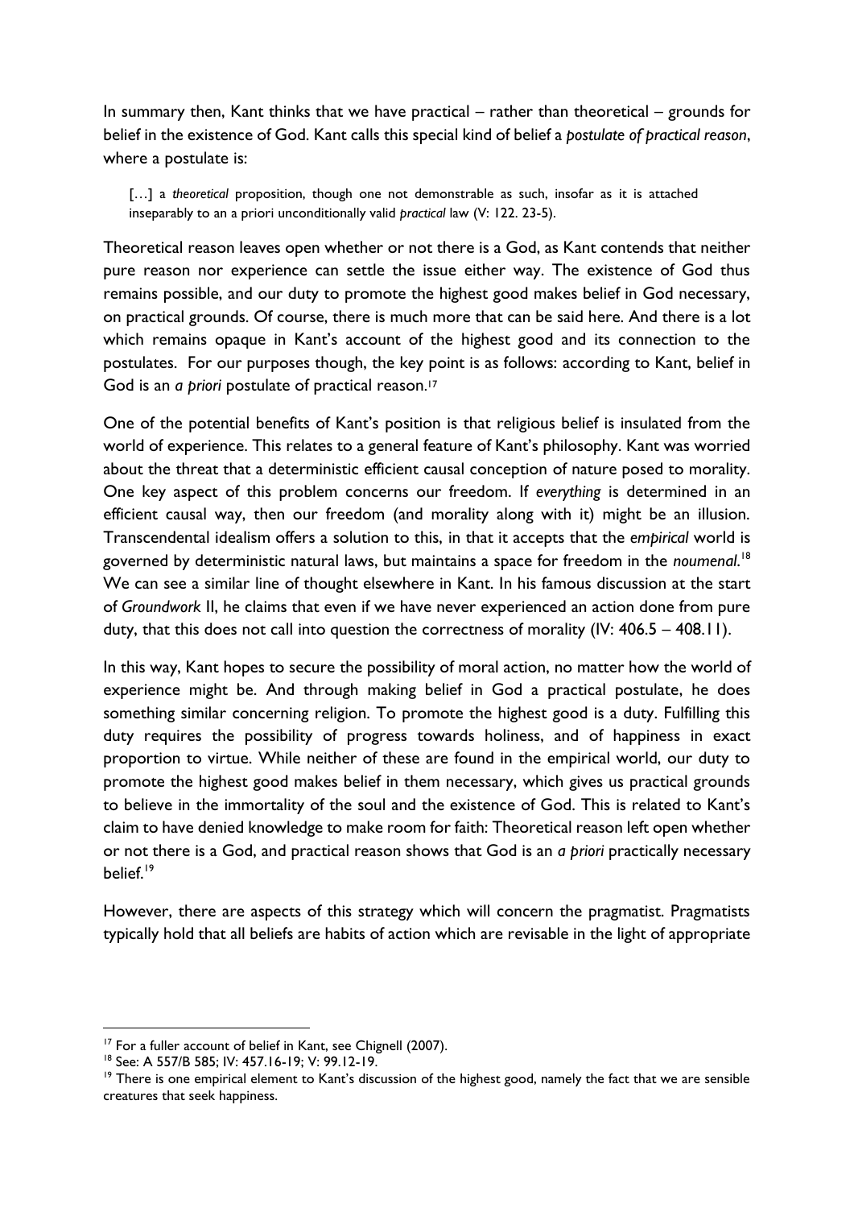In summary then, Kant thinks that we have practical – rather than theoretical – grounds for belief in the existence of God. Kant calls this special kind of belief a *postulate of practical reason*, where a postulate is:

> […] a *theoretical* proposition, though one not demonstrable as such, insofar as it is attached inseparably to an a priori unconditionally valid *practical* law (V: 122. 23-5).

Theoretical reason leaves open whether or not there is a God, as Kant contends that neither pure reason nor experience can settle the issue either way. The existence of God thus remains possible, and our duty to promote the highest good makes belief in God necessary, on practical grounds. Of course, there is much more that can be said here. And there is a lot which remains opaque in Kant's account of the highest good and its connection to the postulates. For our purposes though, the key point is as follows: according to Kant, belief in God is an *a priori* postulate of practical reason.[17]

One of the potential benefits of Kant's position is that religious belief is insulated from the world of experience. This relates to a general feature of Kant's philosophy. Kant was worried about the threat that a deterministic efficient causal conception of nature posed to morality. One key aspect of this problem concerns our freedom. If *everything* is determined in an efficient causal way, then our freedom (and morality along with it) might be an illusion. Transcendental idealism offers a solution to this, in that it accepts that the *empirical* world is governed by deterministic natural laws, but maintains a space for freedom in the *noumenal*.[18] We can see a similar line of thought elsewhere in Kant. In his famous discussion at the start of *Groundwork* II, he claims that even if we have never experienced an action done from pure duty, that this does not call into question the correctness of morality (IV: 406.5 – 408.11).

In this way, Kant hopes to secure the possibility of moral action, no matter how the world of experience might be. And through making belief in God a practical postulate, he does something similar concerning religion. To promote the highest good is a duty. Fulfilling this duty requires the possibility of progress towards holiness, and of happiness in exact proportion to virtue. While neither of these are found in the empirical world, our duty to promote the highest good makes belief in them necessary, which gives us practical grounds to believe in the immortality of the soul and the existence of God. This is related to Kant's claim to have denied knowledge to make room for faith: Theoretical reason left open whether or not there is a God, and practical reason shows that God is an *a priori* practically necessary belief.[19]

However, there are aspects of this strategy which will concern the pragmatist. Pragmatists typically hold that all beliefs are habits of action which are revisable in the light of appropriate

---

[17] For a fuller account of belief in Kant, see Chignell (2007).

[18] See: A 557/B 585; IV: 457.16-19; V: 99.12-19.

[19] There is one empirical element to Kant's discussion of the highest good, namely the fact that we are sensible creatures that seek happiness.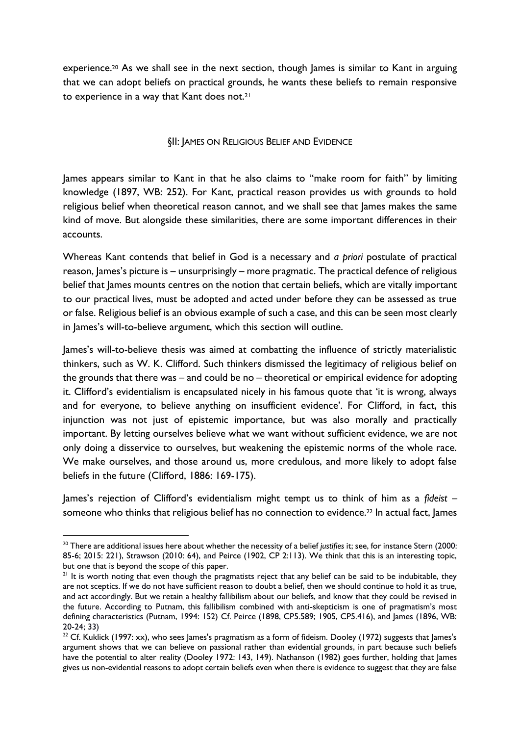experience.[20] As we shall see in the next section, though James is similar to Kant in arguing that we can adopt beliefs on practical grounds, he wants these beliefs to remain responsive to experience in a way that Kant does not.[21]

## §II: JAMES ON RELIGIOUS BELIEF AND EVIDENCE

James appears similar to Kant in that he also claims to "make room for faith" by limiting knowledge (1897, WB: 252). For Kant, practical reason provides us with grounds to hold religious belief when theoretical reason cannot, and we shall see that James makes the same kind of move. But alongside these similarities, there are some important differences in their accounts.

Whereas Kant contends that belief in God is a necessary and *a priori* postulate of practical reason, James's picture is – unsurprisingly – more pragmatic. The practical defence of religious belief that James mounts centres on the notion that certain beliefs, which are vitally important to our practical lives, must be adopted and acted under before they can be assessed as true or false. Religious belief is an obvious example of such a case, and this can be seen most clearly in James's will-to-believe argument, which this section will outline.

James's will-to-believe thesis was aimed at combatting the influence of strictly materialistic thinkers, such as W. K. Clifford. Such thinkers dismissed the legitimacy of religious belief on the grounds that there was – and could be no – theoretical or empirical evidence for adopting it. Clifford's evidentialism is encapsulated nicely in his famous quote that 'it is wrong, always and for everyone, to believe anything on insufficient evidence'. For Clifford, in fact, this injunction was not just of epistemic importance, but was also morally and practically important. By letting ourselves believe what we want without sufficient evidence, we are not only doing a disservice to ourselves, but weakening the epistemic norms of the whole race. We make ourselves, and those around us, more credulous, and more likely to adopt false beliefs in the future (Clifford, 1886: 169-175).

James's rejection of Clifford's evidentialism might tempt us to think of him as a *fideist* – someone who thinks that religious belief has no connection to evidence.[22] In actual fact, James

---

[20] There are additional issues here about whether the necessity of a belief *justifies* it; see, for instance Stern (2000: 85-6; 2015: 221), Strawson (2010: 64), and Peirce (1902, CP 2:113). We think that this is an interesting topic, but one that is beyond the scope of this paper.

[21] It is worth noting that even though the pragmatists reject that any belief can be said to be indubitable, they are not sceptics. If we do not have sufficient reason to doubt a belief, then we should continue to hold it as true, and act accordingly. But we retain a healthy fallibilism about our beliefs, and know that they could be revised in the future. According to Putnam, this fallibilism combined with anti-skepticism is one of pragmatism's most defining characteristics (Putnam, 1994: 152) Cf. Peirce (1898, CP5.589; 1905, CP5.416), and James (1896, WB: 20-24; 33)

[22] Cf. Kuklick (1997: xx), who sees James's pragmatism as a form of fideism. Dooley (1972) suggests that James's argument shows that we can believe on passional rather than evidential grounds, in part because such beliefs have the potential to alter reality (Dooley 1972: 143, 149). Nathanson (1982) goes further, holding that James gives us non-evidential reasons to adopt certain beliefs even when there is evidence to suggest that they are false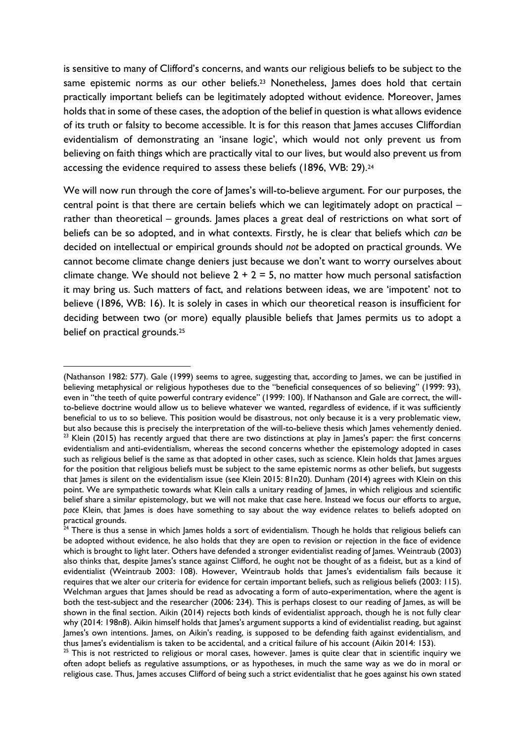is sensitive to many of Clifford's concerns, and wants our religious beliefs to be subject to the same epistemic norms as our other beliefs.[23] Nonetheless, James does hold that certain practically important beliefs can be legitimately adopted without evidence. Moreover, James holds that in some of these cases, the adoption of the belief in question is what allows evidence of its truth or falsity to become accessible. It is for this reason that James accuses Cliffordian evidentialism of demonstrating an 'insane logic', which would not only prevent us from believing on faith things which are practically vital to our lives, but would also prevent us from accessing the evidence required to assess these beliefs (1896, WB: 29).[24]

We will now run through the core of James's will-to-believe argument. For our purposes, the central point is that there are certain beliefs which we can legitimately adopt on practical – rather than theoretical – grounds. James places a great deal of restrictions on what sort of beliefs can be so adopted, and in what contexts. Firstly, he is clear that beliefs which *can* be decided on intellectual or empirical grounds should *not* be adopted on practical grounds. We cannot become climate change deniers just because we don't want to worry ourselves about climate change. We should not believe $2 + 2 = 5$, no matter how much personal satisfaction it may bring us. Such matters of fact, and relations between ideas, we are 'impotent' not to believe (1896, WB: 16). It is solely in cases in which our theoretical reason is insufficient for deciding between two (or more) equally plausible beliefs that James permits us to adopt a belief on practical grounds.[25]

---

(Nathanson 1982: 577). Gale (1999) seems to agree, suggesting that, according to James, we can be justified in believing metaphysical or religious hypotheses due to the "beneficial consequences of so believing" (1999: 93), even in "the teeth of quite powerful contrary evidence" (1999: 100). If Nathanson and Gale are correct, the will-to-believe doctrine would allow us to believe whatever we wanted, regardless of evidence, if it was sufficiently beneficial to us to so believe. This position would be disastrous, not only because it is a very problematic view, but also because this is precisely the interpretation of the will-to-believe thesis which James vehemently denied.

[23] Klein (2015) has recently argued that there are two distinctions at play in James's paper: the first concerns evidentialism and anti-evidentialism, whereas the second concerns whether the epistemology adopted in cases such as religious belief is the same as that adopted in other cases, such as science. Klein holds that James argues for the position that religious beliefs must be subject to the same epistemic norms as other beliefs, but suggests that James is silent on the evidentialism issue (see Klein 2015: 81n20). Dunham (2014) agrees with Klein on this point. We are sympathetic towards what Klein calls a unitary reading of James, in which religious and scientific belief share a similar epistemology, but we will not make that case here. Instead we focus our efforts to argue, *pace* Klein, that James is does have something to say about the way evidence relates to beliefs adopted on practical grounds.

[24] There is thus a sense in which James holds a sort of evidentialism. Though he holds that religious beliefs can be adopted without evidence, he also holds that they are open to revision or rejection in the face of evidence which is brought to light later. Others have defended a stronger evidentialist reading of James. Weintraub (2003) also thinks that, despite James's stance against Clifford, he ought not be thought of as a fideist, but as a kind of evidentialist (Weintraub 2003: 108). However, Weintraub holds that James's evidentialism fails because it requires that we alter our criteria for evidence for certain important beliefs, such as religious beliefs (2003: 115). Welchman argues that James should be read as advocating a form of auto-experimentation, where the agent is both the test-subject and the researcher (2006: 234). This is perhaps closest to our reading of James, as will be shown in the final section. Aikin (2014) rejects both kinds of evidentialist approach, though he is not fully clear why (2014: 198n8). Aikin himself holds that James's argument supports a kind of evidentialist reading, but against James's own intentions. James, on Aikin's reading, is supposed to be defending faith against evidentialism, and thus James's evidentialism is taken to be accidental, and a critical failure of his account (Aikin 2014: 153).

[25] This is not restricted to religious or moral cases, however. James is quite clear that in scientific inquiry we often adopt beliefs as regulative assumptions, or as hypotheses, in much the same way as we do in moral or religious case. Thus, James accuses Clifford of being such a strict evidentialist that he goes against his own stated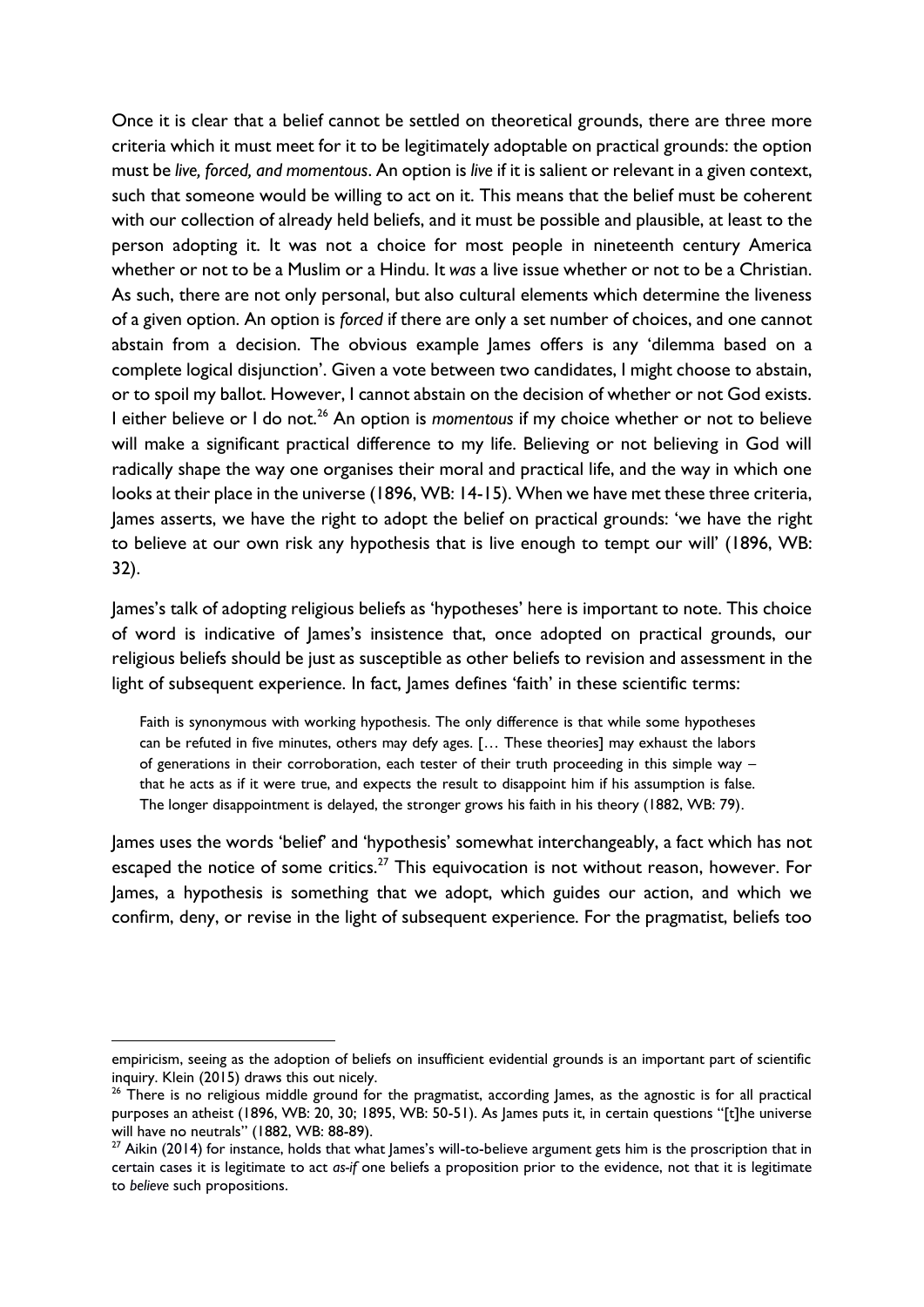Once it is clear that a belief cannot be settled on theoretical grounds, there are three more criteria which it must meet for it to be legitimately adoptable on practical grounds: the option must be *live, forced, and momentous*. An option is *live* if it is salient or relevant in a given context, such that someone would be willing to act on it. This means that the belief must be coherent with our collection of already held beliefs, and it must be possible and plausible, at least to the person adopting it. It was not a choice for most people in nineteenth century America whether or not to be a Muslim or a Hindu. It *was* a live issue whether or not to be a Christian. As such, there are not only personal, but also cultural elements which determine the liveness of a given option. An option is *forced* if there are only a set number of choices, and one cannot abstain from a decision. The obvious example James offers is any 'dilemma based on a complete logical disjunction'. Given a vote between two candidates, I might choose to abstain, or to spoil my ballot. However, I cannot abstain on the decision of whether or not God exists. I either believe or I do not.[26] An option is *momentous* if my choice whether or not to believe will make a significant practical difference to my life. Believing or not believing in God will radically shape the way one organises their moral and practical life, and the way in which one looks at their place in the universe (1896, WB: 14-15). When we have met these three criteria, James asserts, we have the right to adopt the belief on practical grounds: 'we have the right to believe at our own risk any hypothesis that is live enough to tempt our will' (1896, WB: 32).

James's talk of adopting religious beliefs as 'hypotheses' here is important to note. This choice of word is indicative of James's insistence that, once adopted on practical grounds, our religious beliefs should be just as susceptible as other beliefs to revision and assessment in the light of subsequent experience. In fact, James defines 'faith' in these scientific terms:

> Faith is synonymous with working hypothesis. The only difference is that while some hypotheses can be refuted in five minutes, others may defy ages. [… These theories] may exhaust the labors of generations in their corroboration, each tester of their truth proceeding in this simple way – that he acts as if it were true, and expects the result to disappoint him if his assumption is false. The longer disappointment is delayed, the stronger grows his faith in his theory (1882, WB: 79).

James uses the words 'belief' and 'hypothesis' somewhat interchangeably, a fact which has not escaped the notice of some critics.[27] This equivocation is not without reason, however. For James, a hypothesis is something that we adopt, which guides our action, and which we confirm, deny, or revise in the light of subsequent experience. For the pragmatist, beliefs too

---

empiricism, seeing as the adoption of beliefs on insufficient evidential grounds is an important part of scientific inquiry. Klein (2015) draws this out nicely.

[26] There is no religious middle ground for the pragmatist, according James, as the agnostic is for all practical purposes an atheist (1896, WB: 20, 30; 1895, WB: 50-51). As James puts it, in certain questions "[t]he universe will have no neutrals" (1882, WB: 88-89).

[27] Aikin (2014) for instance, holds that what James's will-to-believe argument gets him is the proscription that in certain cases it is legitimate to act *as-if* one beliefs a proposition prior to the evidence, not that it is legitimate to *believe* such propositions.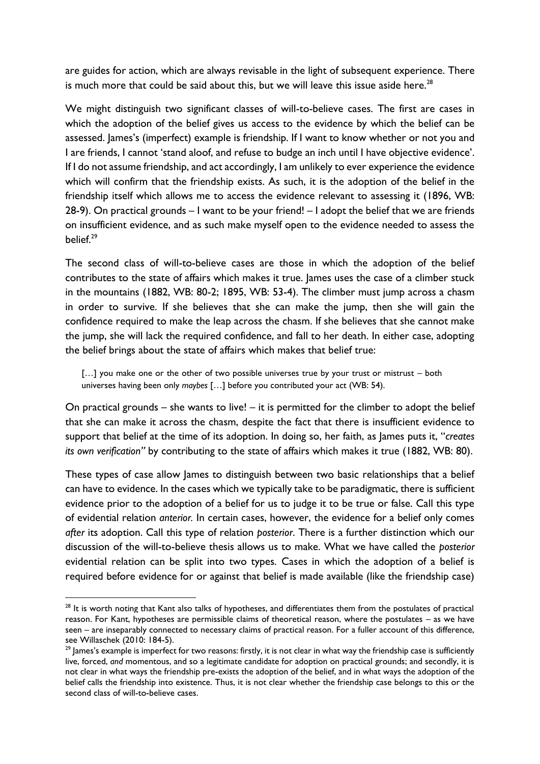are guides for action, which are always revisable in the light of subsequent experience. There is much more that could be said about this, but we will leave this issue aside here.[28]

We might distinguish two significant classes of will-to-believe cases. The first are cases in which the adoption of the belief gives us access to the evidence by which the belief can be assessed. James's (imperfect) example is friendship. If I want to know whether or not you and I are friends, I cannot 'stand aloof, and refuse to budge an inch until I have objective evidence'. If I do not assume friendship, and act accordingly, I am unlikely to ever experience the evidence which will confirm that the friendship exists. As such, it is the adoption of the belief in the friendship itself which allows me to access the evidence relevant to assessing it (1896, WB: 28-9). On practical grounds – I want to be your friend! – I adopt the belief that we are friends on insufficient evidence, and as such make myself open to the evidence needed to assess the belief.[29]

The second class of will-to-believe cases are those in which the adoption of the belief contributes to the state of affairs which makes it true. James uses the case of a climber stuck in the mountains (1882, WB: 80-2; 1895, WB: 53-4). The climber must jump across a chasm in order to survive. If she believes that she can make the jump, then she will gain the confidence required to make the leap across the chasm. If she believes that she cannot make the jump, she will lack the required confidence, and fall to her death. In either case, adopting the belief brings about the state of affairs which makes that belief true:

> […] you make one or the other of two possible universes true by your trust or mistrust – both universes having been only *maybes* […] before you contributed your act (WB: 54).

On practical grounds – she wants to live! – it is permitted for the climber to adopt the belief that she can make it across the chasm, despite the fact that there is insufficient evidence to support that belief at the time of its adoption. In doing so, her faith, as James puts it, "*creates its own verification"* by contributing to the state of affairs which makes it true (1882, WB: 80).

These types of case allow James to distinguish between two basic relationships that a belief can have to evidence. In the cases which we typically take to be paradigmatic, there is sufficient evidence prior to the adoption of a belief for us to judge it to be true or false. Call this type of evidential relation *anterior*. In certain cases, however, the evidence for a belief only comes *after* its adoption. Call this type of relation *posterior*. There is a further distinction which our discussion of the will-to-believe thesis allows us to make. What we have called the *posterior* evidential relation can be split into two types. Cases in which the adoption of a belief is required before evidence for or against that belief is made available (like the friendship case)

---

[28] It is worth noting that Kant also talks of hypotheses, and differentiates them from the postulates of practical reason. For Kant, hypotheses are permissible claims of theoretical reason, where the postulates – as we have seen – are inseparably connected to necessary claims of practical reason. For a fuller account of this difference, see Willaschek (2010: 184-5).

[29] James's example is imperfect for two reasons: firstly, it is not clear in what way the friendship case is sufficiently live, forced, *and* momentous, and so a legitimate candidate for adoption on practical grounds; and secondly, it is not clear in what ways the friendship pre-exists the adoption of the belief, and in what ways the adoption of the belief calls the friendship into existence. Thus, it is not clear whether the friendship case belongs to this or the second class of will-to-believe cases.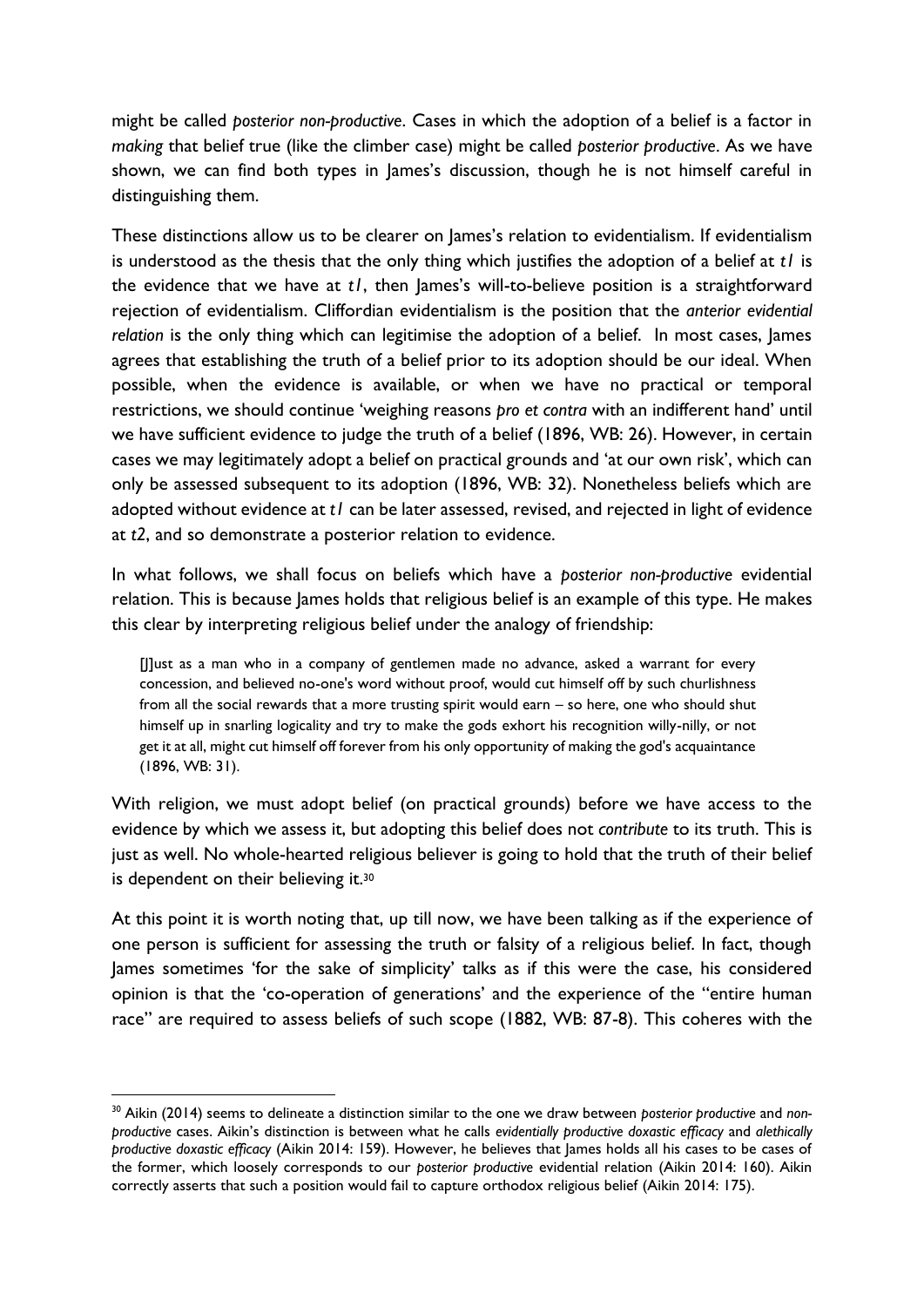might be called *posterior non-productive*. Cases in which the adoption of a belief is a factor in *making* that belief true (like the climber case) might be called *posterior productive*. As we have shown, we can find both types in James's discussion, though he is not himself careful in distinguishing them.

These distinctions allow us to be clearer on James's relation to evidentialism. If evidentialism is understood as the thesis that the only thing which justifies the adoption of a belief at *t1* is the evidence that we have at *t1*, then James's will-to-believe position is a straightforward rejection of evidentialism. Cliffordian evidentialism is the position that the *anterior evidential relation* is the only thing which can legitimise the adoption of a belief. In most cases, James agrees that establishing the truth of a belief prior to its adoption should be our ideal. When possible, when the evidence is available, or when we have no practical or temporal restrictions, we should continue 'weighing reasons *pro et contra* with an indifferent hand' until we have sufficient evidence to judge the truth of a belief (1896, WB: 26). However, in certain cases we may legitimately adopt a belief on practical grounds and 'at our own risk', which can only be assessed subsequent to its adoption (1896, WB: 32). Nonetheless beliefs which are adopted without evidence at *t1* can be later assessed, revised, and rejected in light of evidence at *t2*, and so demonstrate a posterior relation to evidence.

In what follows, we shall focus on beliefs which have a *posterior non-productive* evidential relation. This is because James holds that religious belief is an example of this type. He makes this clear by interpreting religious belief under the analogy of friendship:

> [J]ust as a man who in a company of gentlemen made no advance, asked a warrant for every concession, and believed no-one's word without proof, would cut himself off by such churlishness from all the social rewards that a more trusting spirit would earn – so here, one who should shut himself up in snarling logicality and try to make the gods exhort his recognition willy-nilly, or not get it at all, might cut himself off forever from his only opportunity of making the god's acquaintance (1896, WB: 31).

With religion, we must adopt belief (on practical grounds) before we have access to the evidence by which we assess it, but adopting this belief does not *contribute* to its truth. This is just as well. No whole-hearted religious believer is going to hold that the truth of their belief is dependent on their believing it.[30]

At this point it is worth noting that, up till now, we have been talking as if the experience of one person is sufficient for assessing the truth or falsity of a religious belief. In fact, though James sometimes 'for the sake of simplicity' talks as if this were the case, his considered opinion is that the 'co-operation of generations' and the experience of the "entire human race" are required to assess beliefs of such scope (1882, WB: 87-8). This coheres with the

---

[30] Aikin (2014) seems to delineate a distinction similar to the one we draw between *posterior productive* and *non-productive* cases. Aikin's distinction is between what he calls *evidentially productive doxastic efficacy* and *alethically productive doxastic efficacy* (Aikin 2014: 159). However, he believes that James holds all his cases to be cases of the former, which loosely corresponds to our *posterior productive* evidential relation (Aikin 2014: 160). Aikin correctly asserts that such a position would fail to capture orthodox religious belief (Aikin 2014: 175).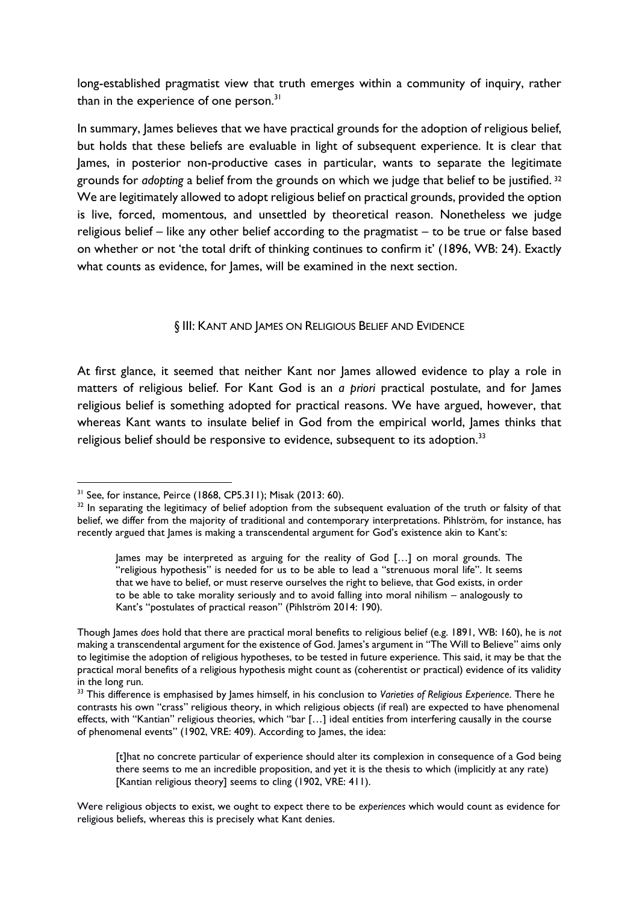long-established pragmatist view that truth emerges within a community of inquiry, rather than in the experience of one person.[31]

In summary, James believes that we have practical grounds for the adoption of religious belief, but holds that these beliefs are evaluable in light of subsequent experience. It is clear that James, in posterior non-productive cases in particular, wants to separate the legitimate grounds for *adopting* a belief from the grounds on which we judge that belief to be justified.[32] We are legitimately allowed to adopt religious belief on practical grounds, provided the option is live, forced, momentous, and unsettled by theoretical reason. Nonetheless we judge religious belief – like any other belief according to the pragmatist – to be true or false based on whether or not 'the total drift of thinking continues to confirm it' (1896, WB: 24). Exactly what counts as evidence, for James, will be examined in the next section.

## § III: Kant and James on Religious Belief and Evidence

At first glance, it seemed that neither Kant nor James allowed evidence to play a role in matters of religious belief. For Kant God is an *a priori* practical postulate, and for James religious belief is something adopted for practical reasons. We have argued, however, that whereas Kant wants to insulate belief in God from the empirical world, James thinks that religious belief should be responsive to evidence, subsequent to its adoption.[33]

---

[31] See, for instance, Peirce (1868, CP5.311); Misak (2013: 60).

[32] In separating the legitimacy of belief adoption from the subsequent evaluation of the truth or falsity of that belief, we differ from the majority of traditional and contemporary interpretations. Pihlström, for instance, has recently argued that James is making a transcendental argument for God's existence akin to Kant's:

> James may be interpreted as arguing for the reality of God […] on moral grounds. The "religious hypothesis" is needed for us to be able to lead a "strenuous moral life". It seems that we have to belief, or must reserve ourselves the right to believe, that God exists, in order to be able to take morality seriously and to avoid falling into moral nihilism – analogously to Kant's "postulates of practical reason" (Pihlström 2014: 190).

Though James *does* hold that there are practical moral benefits to religious belief (e.g. 1891, WB: 160), he is *not* making a transcendental argument for the existence of God. James's argument in "The Will to Believe" aims only to legitimise the adoption of religious hypotheses, to be tested in future experience. This said, it may be that the practical moral benefits of a religious hypothesis might count as (coherentist or practical) evidence of its validity in the long run.

[33] This difference is emphasised by James himself, in his conclusion to *Varieties of Religious Experience*. There he contrasts his own "crass" religious theory, in which religious objects (if real) are expected to have phenomenal effects, with "Kantian" religious theories, which "bar […] ideal entities from interfering causally in the course of phenomenal events" (1902, VRE: 409). According to James, the idea:

> [t]hat no concrete particular of experience should alter its complexion in consequence of a God being there seems to me an incredible proposition, and yet it is the thesis to which (implicitly at any rate) [Kantian religious theory] seems to cling (1902, VRE: 411).

Were religious objects to exist, we ought to expect there to be *experiences* which would count as evidence for religious beliefs, whereas this is precisely what Kant denies.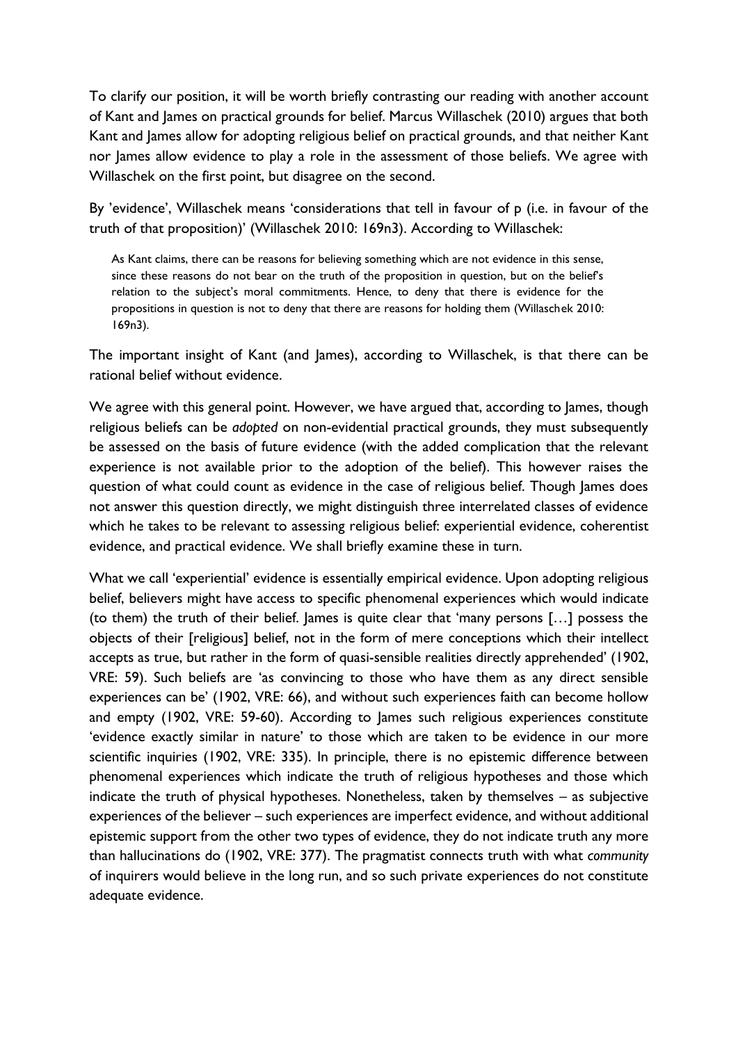To clarify our position, it will be worth briefly contrasting our reading with another account of Kant and James on practical grounds for belief. Marcus Willaschek (2010) argues that both Kant and James allow for adopting religious belief on practical grounds, and that neither Kant nor James allow evidence to play a role in the assessment of those beliefs. We agree with Willaschek on the first point, but disagree on the second.

By 'evidence', Willaschek means 'considerations that tell in favour of p (i.e. in favour of the truth of that proposition)' (Willaschek 2010: 169n3). According to Willaschek:

> As Kant claims, there can be reasons for believing something which are not evidence in this sense, since these reasons do not bear on the truth of the proposition in question, but on the belief's relation to the subject's moral commitments. Hence, to deny that there is evidence for the propositions in question is not to deny that there are reasons for holding them (Willaschek 2010: 169n3).

The important insight of Kant (and James), according to Willaschek, is that there can be rational belief without evidence.

We agree with this general point. However, we have argued that, according to James, though religious beliefs can be *adopted* on non-evidential practical grounds, they must subsequently be assessed on the basis of future evidence (with the added complication that the relevant experience is not available prior to the adoption of the belief). This however raises the question of what could count as evidence in the case of religious belief. Though James does not answer this question directly, we might distinguish three interrelated classes of evidence which he takes to be relevant to assessing religious belief: experiential evidence, coherentist evidence, and practical evidence. We shall briefly examine these in turn.

What we call 'experiential' evidence is essentially empirical evidence. Upon adopting religious belief, believers might have access to specific phenomenal experiences which would indicate (to them) the truth of their belief. James is quite clear that 'many persons […] possess the objects of their [religious] belief, not in the form of mere conceptions which their intellect accepts as true, but rather in the form of quasi-sensible realities directly apprehended' (1902, VRE: 59). Such beliefs are 'as convincing to those who have them as any direct sensible experiences can be' (1902, VRE: 66), and without such experiences faith can become hollow and empty (1902, VRE: 59-60). According to James such religious experiences constitute 'evidence exactly similar in nature' to those which are taken to be evidence in our more scientific inquiries (1902, VRE: 335). In principle, there is no epistemic difference between phenomenal experiences which indicate the truth of religious hypotheses and those which indicate the truth of physical hypotheses. Nonetheless, taken by themselves – as subjective experiences of the believer – such experiences are imperfect evidence, and without additional epistemic support from the other two types of evidence, they do not indicate truth any more than hallucinations do (1902, VRE: 377). The pragmatist connects truth with what *community* of inquirers would believe in the long run, and so such private experiences do not constitute adequate evidence.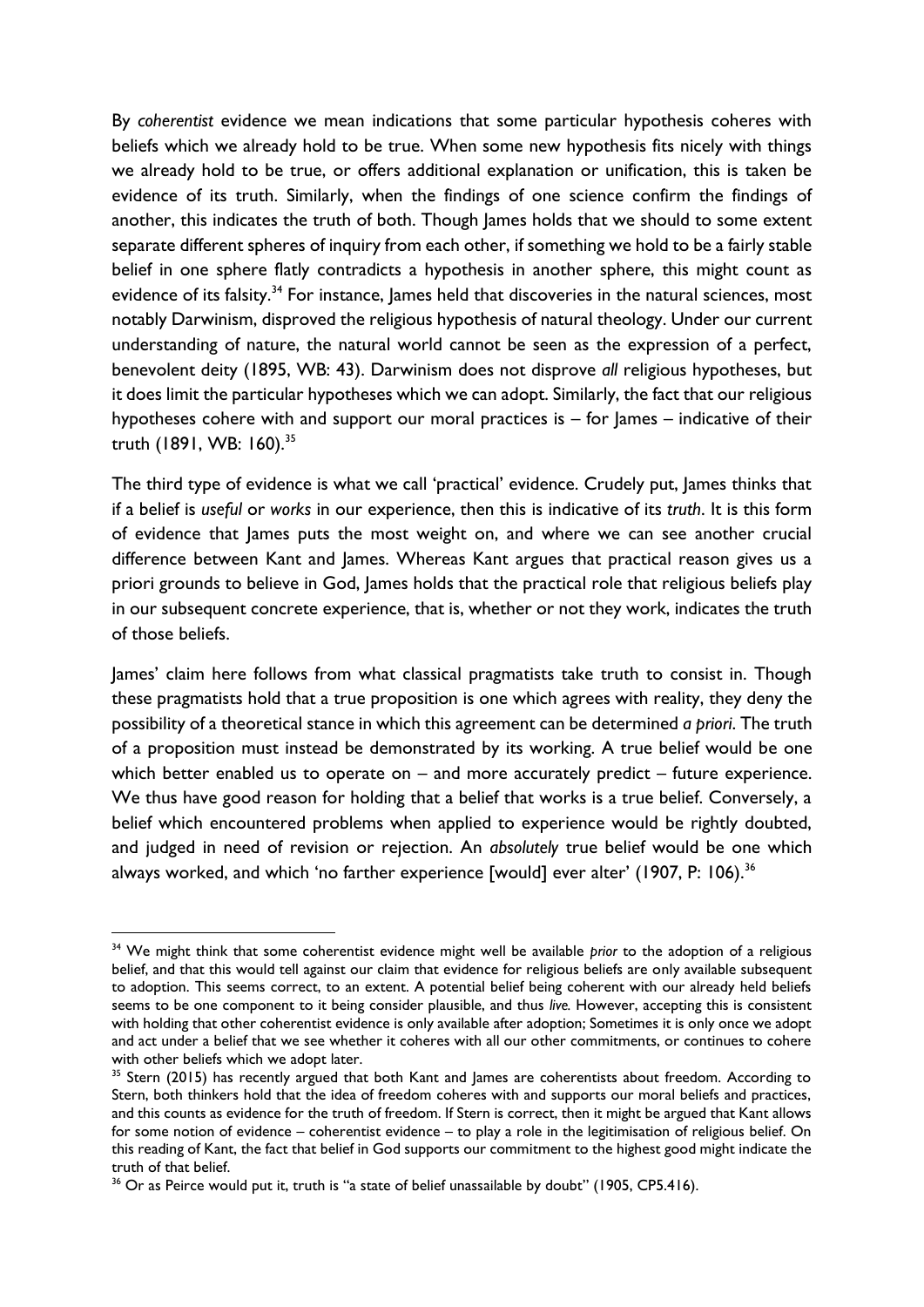By *coherentist* evidence we mean indications that some particular hypothesis coheres with beliefs which we already hold to be true. When some new hypothesis fits nicely with things we already hold to be true, or offers additional explanation or unification, this is taken be evidence of its truth. Similarly, when the findings of one science confirm the findings of another, this indicates the truth of both. Though James holds that we should to some extent separate different spheres of inquiry from each other, if something we hold to be a fairly stable belief in one sphere flatly contradicts a hypothesis in another sphere, this might count as evidence of its falsity.[34] For instance, James held that discoveries in the natural sciences, most notably Darwinism, disproved the religious hypothesis of natural theology. Under our current understanding of nature, the natural world cannot be seen as the expression of a perfect, benevolent deity (1895, WB: 43). Darwinism does not disprove *all* religious hypotheses, but it does limit the particular hypotheses which we can adopt. Similarly, the fact that our religious hypotheses cohere with and support our moral practices is – for James – indicative of their truth (1891, WB: 160).[35]

The third type of evidence is what we call 'practical' evidence. Crudely put, James thinks that if a belief is *useful* or *works* in our experience, then this is indicative of its *truth*. It is this form of evidence that James puts the most weight on, and where we can see another crucial difference between Kant and James. Whereas Kant argues that practical reason gives us a priori grounds to believe in God, James holds that the practical role that religious beliefs play in our subsequent concrete experience, that is, whether or not they work, indicates the truth of those beliefs.

James' claim here follows from what classical pragmatists take truth to consist in. Though these pragmatists hold that a true proposition is one which agrees with reality, they deny the possibility of a theoretical stance in which this agreement can be determined *a priori*. The truth of a proposition must instead be demonstrated by its working. A true belief would be one which better enabled us to operate on – and more accurately predict – future experience. We thus have good reason for holding that a belief that works is a true belief. Conversely, a belief which encountered problems when applied to experience would be rightly doubted, and judged in need of revision or rejection. An *absolutely* true belief would be one which always worked, and which 'no farther experience [would] ever alter' (1907, P: 106).[36]

---

[34] We might think that some coherentist evidence might well be available *prior* to the adoption of a religious belief, and that this would tell against our claim that evidence for religious beliefs are only available subsequent to adoption. This seems correct, to an extent. A potential belief being coherent with our already held beliefs seems to be one component to it being consider plausible, and thus *live.* However, accepting this is consistent with holding that other coherentist evidence is only available after adoption; Sometimes it is only once we adopt and act under a belief that we see whether it coheres with all our other commitments, or continues to cohere with other beliefs which we adopt later.

[35] Stern (2015) has recently argued that both Kant and James are coherentists about freedom. According to Stern, both thinkers hold that the idea of freedom coheres with and supports our moral beliefs and practices, and this counts as evidence for the truth of freedom. If Stern is correct, then it might be argued that Kant allows for some notion of evidence – coherentist evidence – to play a role in the legitimisation of religious belief. On this reading of Kant, the fact that belief in God supports our commitment to the highest good might indicate the truth of that belief.

[36] Or as Peirce would put it, truth is "a state of belief unassailable by doubt" (1905, CP5.416).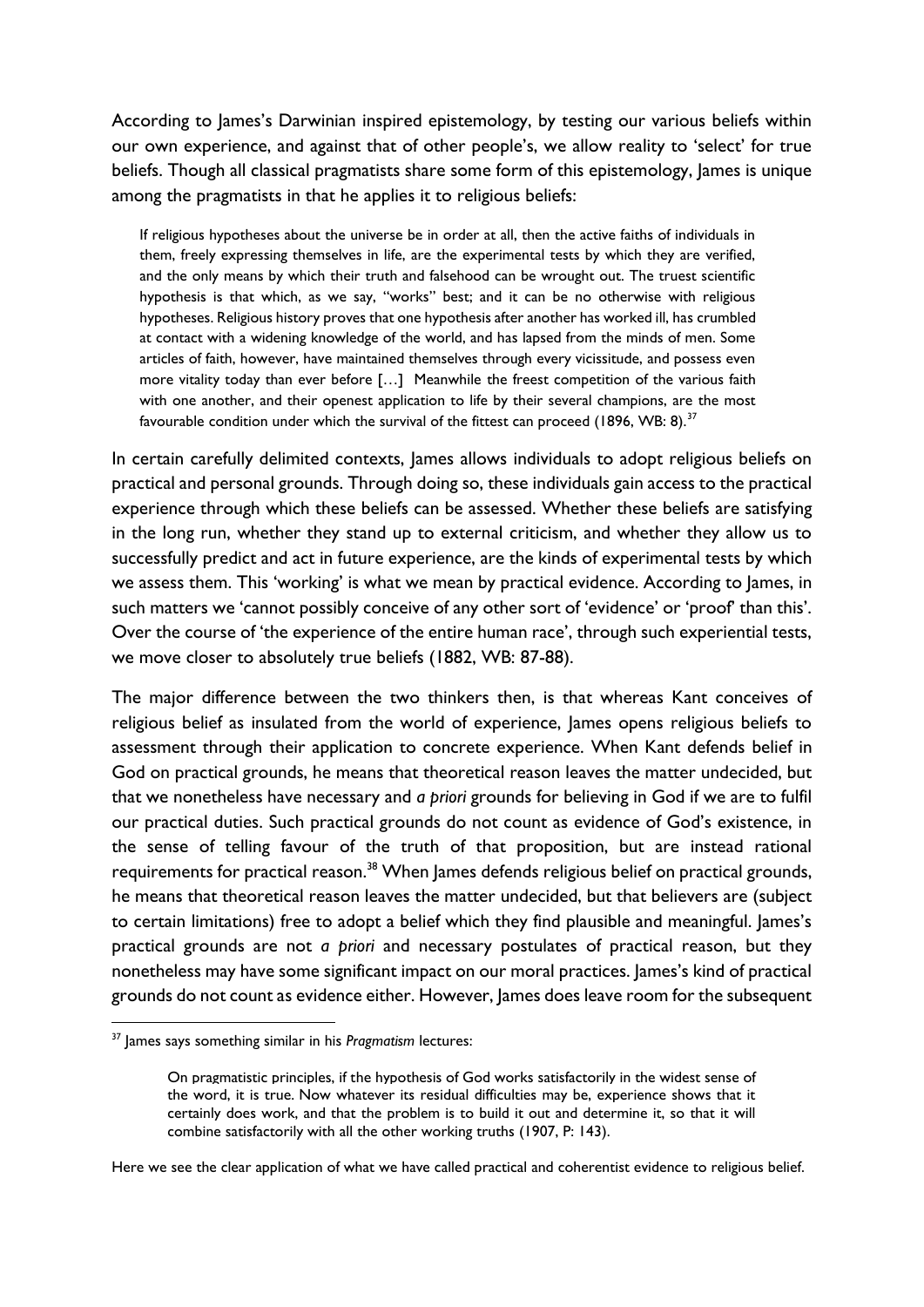According to James's Darwinian inspired epistemology, by testing our various beliefs within our own experience, and against that of other people's, we allow reality to 'select' for true beliefs. Though all classical pragmatists share some form of this epistemology, James is unique among the pragmatists in that he applies it to religious beliefs:

> If religious hypotheses about the universe be in order at all, then the active faiths of individuals in them, freely expressing themselves in life, are the experimental tests by which they are verified, and the only means by which their truth and falsehood can be wrought out. The truest scientific hypothesis is that which, as we say, "works" best; and it can be no otherwise with religious hypotheses. Religious history proves that one hypothesis after another has worked ill, has crumbled at contact with a widening knowledge of the world, and has lapsed from the minds of men. Some articles of faith, however, have maintained themselves through every vicissitude, and possess even more vitality today than ever before […] Meanwhile the freest competition of the various faith with one another, and their openest application to life by their several champions, are the most favourable condition under which the survival of the fittest can proceed (1896, WB: 8).[37]

In certain carefully delimited contexts, James allows individuals to adopt religious beliefs on practical and personal grounds. Through doing so, these individuals gain access to the practical experience through which these beliefs can be assessed. Whether these beliefs are satisfying in the long run, whether they stand up to external criticism, and whether they allow us to successfully predict and act in future experience, are the kinds of experimental tests by which we assess them. This 'working' is what we mean by practical evidence. According to James, in such matters we 'cannot possibly conceive of any other sort of 'evidence' or 'proof' than this'. Over the course of 'the experience of the entire human race', through such experiential tests, we move closer to absolutely true beliefs (1882, WB: 87-88).

The major difference between the two thinkers then, is that whereas Kant conceives of religious belief as insulated from the world of experience, James opens religious beliefs to assessment through their application to concrete experience. When Kant defends belief in God on practical grounds, he means that theoretical reason leaves the matter undecided, but that we nonetheless have necessary and *a priori* grounds for believing in God if we are to fulfil our practical duties. Such practical grounds do not count as evidence of God's existence, in the sense of telling favour of the truth of that proposition, but are instead rational requirements for practical reason.[38] When James defends religious belief on practical grounds, he means that theoretical reason leaves the matter undecided, but that believers are (subject to certain limitations) free to adopt a belief which they find plausible and meaningful. James's practical grounds are not *a priori* and necessary postulates of practical reason, but they nonetheless may have some significant impact on our moral practices. James's kind of practical grounds do not count as evidence either. However, James does leave room for the subsequent

---

[37] James says something similar in his *Pragmatism* lectures:

> On pragmatistic principles, if the hypothesis of God works satisfactorily in the widest sense of the word, it is true. Now whatever its residual difficulties may be, experience shows that it certainly does work, and that the problem is to build it out and determine it, so that it will combine satisfactorily with all the other working truths (1907, P: 143).

Here we see the clear application of what we have called practical and coherentist evidence to religious belief.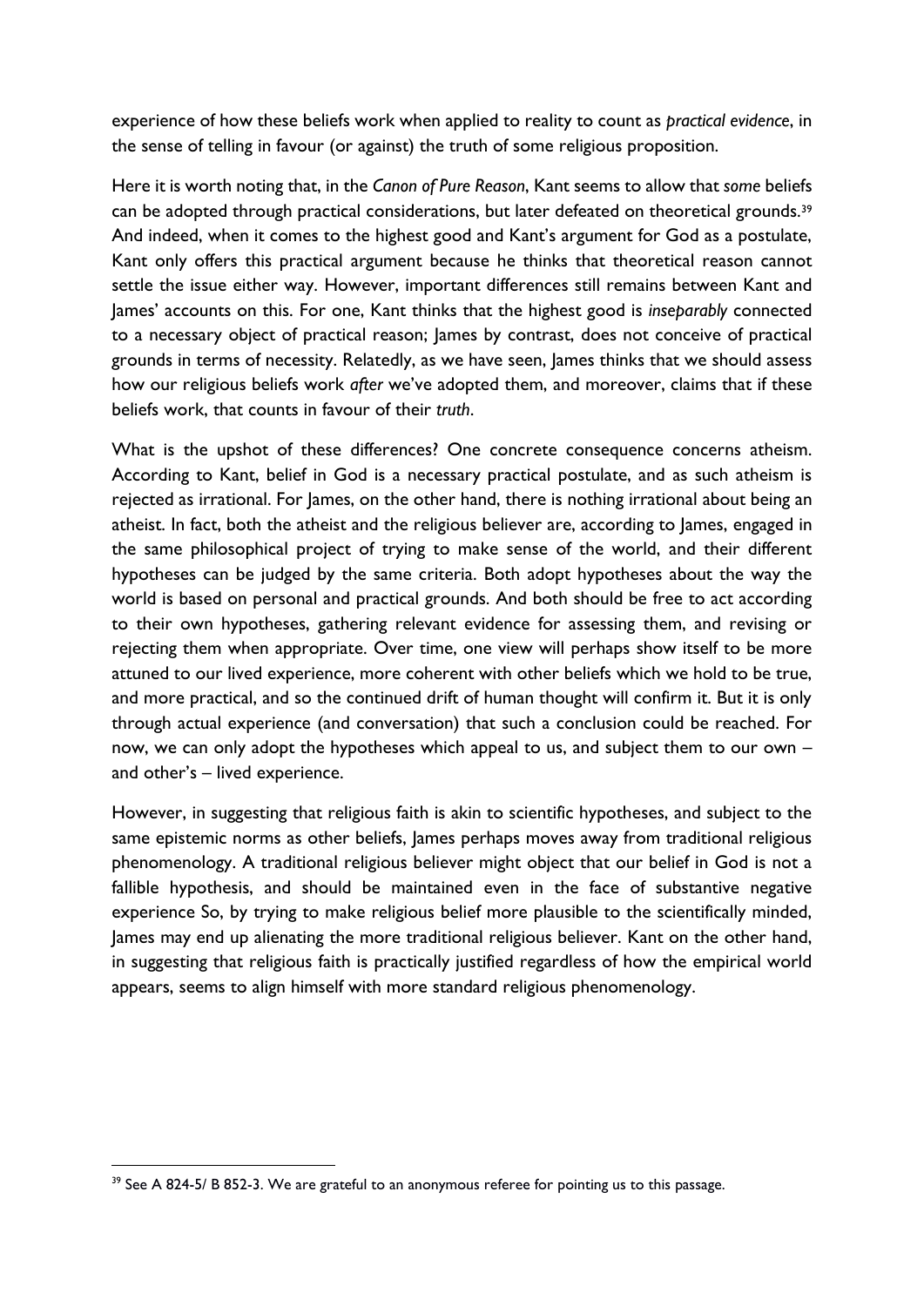experience of how these beliefs work when applied to reality to count as *practical evidence*, in the sense of telling in favour (or against) the truth of some religious proposition.

Here it is worth noting that, in the *Canon of Pure Reason*, Kant seems to allow that *some* beliefs can be adopted through practical considerations, but later defeated on theoretical grounds.[39] And indeed, when it comes to the highest good and Kant's argument for God as a postulate, Kant only offers this practical argument because he thinks that theoretical reason cannot settle the issue either way. However, important differences still remains between Kant and James' accounts on this. For one, Kant thinks that the highest good is *inseparably* connected to a necessary object of practical reason; James by contrast, does not conceive of practical grounds in terms of necessity. Relatedly, as we have seen, James thinks that we should assess how our religious beliefs work *after* we've adopted them, and moreover, claims that if these beliefs work, that counts in favour of their *truth*.

What is the upshot of these differences? One concrete consequence concerns atheism. According to Kant, belief in God is a necessary practical postulate, and as such atheism is rejected as irrational. For James, on the other hand, there is nothing irrational about being an atheist. In fact, both the atheist and the religious believer are, according to James, engaged in the same philosophical project of trying to make sense of the world, and their different hypotheses can be judged by the same criteria. Both adopt hypotheses about the way the world is based on personal and practical grounds. And both should be free to act according to their own hypotheses, gathering relevant evidence for assessing them, and revising or rejecting them when appropriate. Over time, one view will perhaps show itself to be more attuned to our lived experience, more coherent with other beliefs which we hold to be true, and more practical, and so the continued drift of human thought will confirm it. But it is only through actual experience (and conversation) that such a conclusion could be reached. For now, we can only adopt the hypotheses which appeal to us, and subject them to our own – and other's – lived experience.

However, in suggesting that religious faith is akin to scientific hypotheses, and subject to the same epistemic norms as other beliefs, James perhaps moves away from traditional religious phenomenology. A traditional religious believer might object that our belief in God is not a fallible hypothesis, and should be maintained even in the face of substantive negative experience So, by trying to make religious belief more plausible to the scientifically minded, James may end up alienating the more traditional religious believer. Kant on the other hand, in suggesting that religious faith is practically justified regardless of how the empirical world appears, seems to align himself with more standard religious phenomenology.

---

[39] See A 824-5/ B 852-3. We are grateful to an anonymous referee for pointing us to this passage.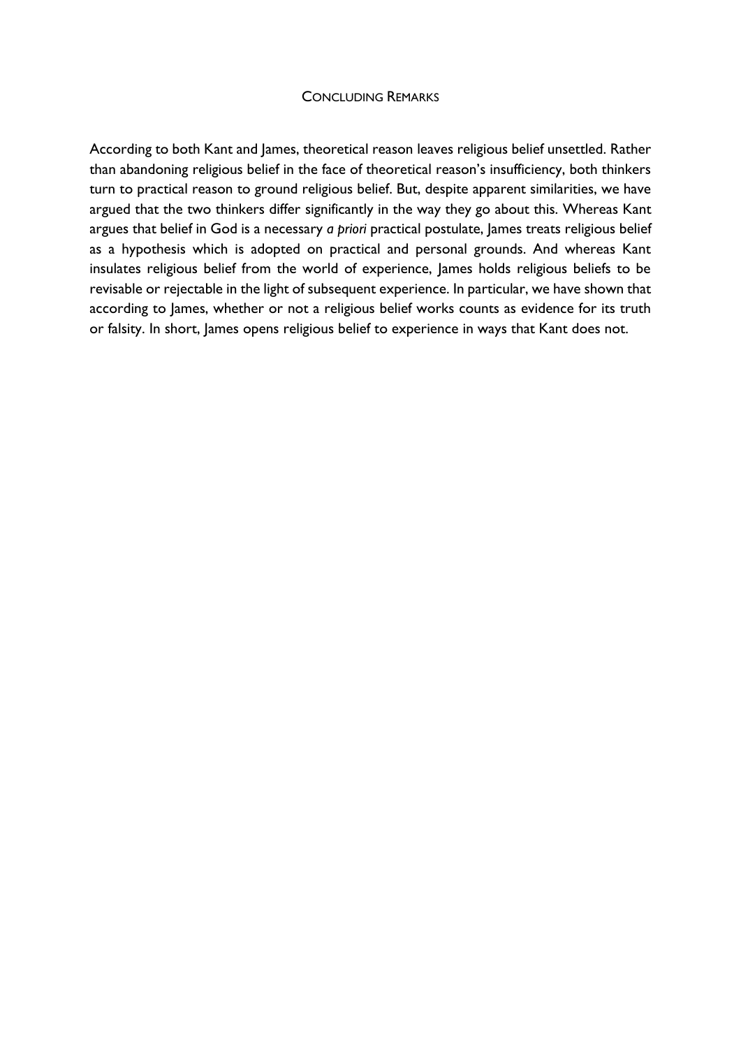## Concluding Remarks

According to both Kant and James, theoretical reason leaves religious belief unsettled. Rather than abandoning religious belief in the face of theoretical reason's insufficiency, both thinkers turn to practical reason to ground religious belief. But, despite apparent similarities, we have argued that the two thinkers differ significantly in the way they go about this. Whereas Kant argues that belief in God is a necessary *a priori* practical postulate, James treats religious belief as a hypothesis which is adopted on practical and personal grounds. And whereas Kant insulates religious belief from the world of experience, James holds religious beliefs to be revisable or rejectable in the light of subsequent experience. In particular, we have shown that according to James, whether or not a religious belief works counts as evidence for its truth or falsity. In short, James opens religious belief to experience in ways that Kant does not.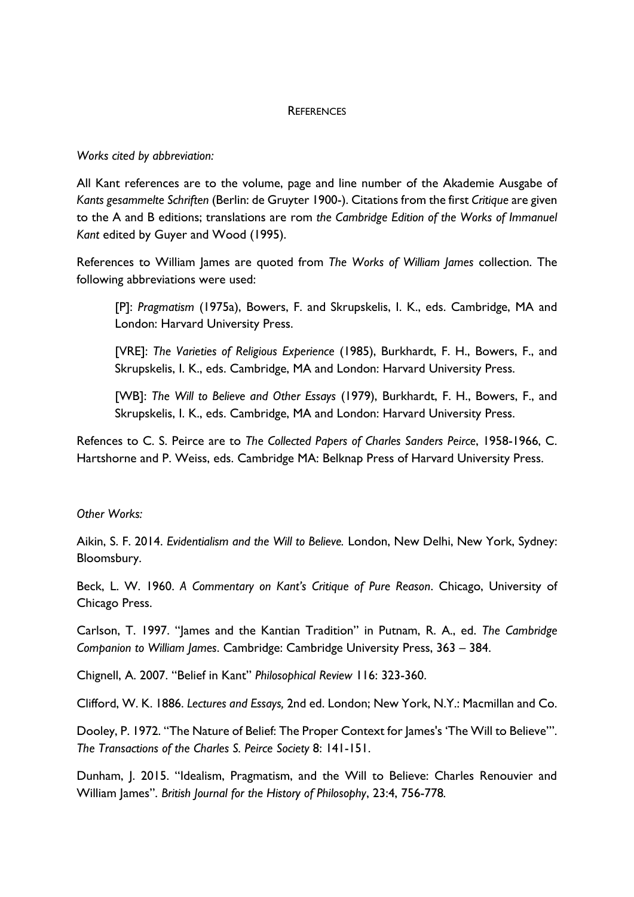# References

*Works cited by abbreviation:*

All Kant references are to the volume, page and line number of the Akademie Ausgabe of *Kants gesammelte Schriften* (Berlin: de Gruyter 1900-). Citations from the first *Critique* are given to the A and B editions; translations are rom *the Cambridge Edition of the Works of Immanuel Kant* edited by Guyer and Wood (1995).

References to William James are quoted from *The Works of William James* collection. The following abbreviations were used:

> [P]: *Pragmatism* (1975a), Bowers, F. and Skrupskelis, I. K., eds. Cambridge, MA and London: Harvard University Press.
>
> [VRE]: *The Varieties of Religious Experience* (1985), Burkhardt, F. H., Bowers, F., and Skrupskelis, I. K., eds. Cambridge, MA and London: Harvard University Press.
>
> [WB]: *The Will to Believe and Other Essays* (1979), Burkhardt, F. H., Bowers, F., and Skrupskelis, I. K., eds. Cambridge, MA and London: Harvard University Press.

Refences to C. S. Peirce are to *The Collected Papers of Charles Sanders Peirce*, 1958-1966, C. Hartshorne and P. Weiss, eds. Cambridge MA: Belknap Press of Harvard University Press.

*Other Works:*

Aikin, S. F. 2014. *Evidentialism and the Will to Believe.* London, New Delhi, New York, Sydney: Bloomsbury.

Beck, L. W. 1960. *A Commentary on Kant's Critique of Pure Reason*. Chicago, University of Chicago Press.

Carlson, T. 1997. "James and the Kantian Tradition" in Putnam, R. A., ed. *The Cambridge Companion to William James*. Cambridge: Cambridge University Press, 363 – 384.

Chignell, A. 2007. "Belief in Kant" *Philosophical Review* 116: 323-360.

Clifford, W. K. 1886. *Lectures and Essays,* 2nd ed. London; New York, N.Y.: Macmillan and Co.

Dooley, P. 1972. "The Nature of Belief: The Proper Context for James's 'The Will to Believe'". *The Transactions of the Charles S. Peirce Society* 8: 141-151.

Dunham, J. 2015. "Idealism, Pragmatism, and the Will to Believe: Charles Renouvier and William James". *British Journal for the History of Philosophy*, 23:4, 756-778.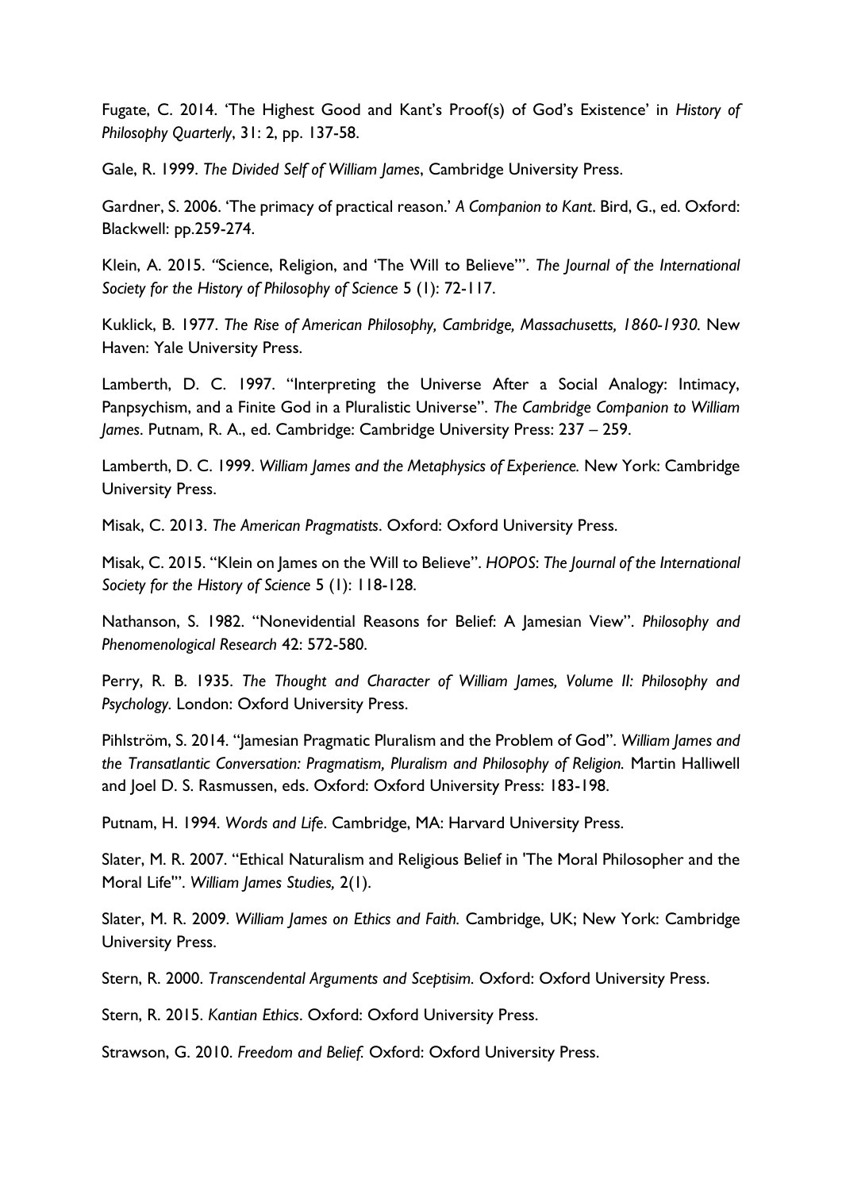Fugate, C. 2014. 'The Highest Good and Kant's Proof(s) of God's Existence' in *History of Philosophy Quarterly*, 31: 2, pp. 137-58.

Gale, R. 1999. *The Divided Self of William James*, Cambridge University Press.

Gardner, S. 2006. 'The primacy of practical reason.' *A Companion to Kant*. Bird, G., ed. Oxford: Blackwell: pp.259-274.

Klein, A. 2015. "Science, Religion, and 'The Will to Believe'". *The Journal of the International Society for the History of Philosophy of Science* 5 (1): 72-117.

Kuklick, B. 1977. *The Rise of American Philosophy, Cambridge, Massachusetts, 1860-1930*. New Haven: Yale University Press.

Lamberth, D. C. 1997. "Interpreting the Universe After a Social Analogy: Intimacy, Panpsychism, and a Finite God in a Pluralistic Universe". *The Cambridge Companion to William James*. Putnam, R. A., ed. Cambridge: Cambridge University Press: 237 – 259.

Lamberth, D. C. 1999. *William James and the Metaphysics of Experience.* New York: Cambridge University Press.

Misak, C. 2013. *The American Pragmatists*. Oxford: Oxford University Press.

Misak, C. 2015. "Klein on James on the Will to Believe". *HOPOS*: *The Journal of the International Society for the History of Science* 5 (1): 118-128.

Nathanson, S. 1982. "Nonevidential Reasons for Belief: A Jamesian View". *Philosophy and Phenomenological Research* 42: 572-580.

Perry, R. B. 1935. *The Thought and Character of William James, Volume II: Philosophy and Psychology*. London: Oxford University Press.

Pihlström, S. 2014. "Jamesian Pragmatic Pluralism and the Problem of God". *William James and the Transatlantic Conversation: Pragmatism, Pluralism and Philosophy of Religion.* Martin Halliwell and Joel D. S. Rasmussen, eds. Oxford: Oxford University Press: 183-198.

Putnam, H. 1994. *Words and Life*. Cambridge, MA: Harvard University Press.

Slater, M. R. 2007. "Ethical Naturalism and Religious Belief in 'The Moral Philosopher and the Moral Life'". *William James Studies,* 2(1).

Slater, M. R. 2009. *William James on Ethics and Faith.* Cambridge, UK; New York: Cambridge University Press.

Stern, R. 2000. *Transcendental Arguments and Sceptisim.* Oxford: Oxford University Press.

Stern, R. 2015. *Kantian Ethics*. Oxford: Oxford University Press.

Strawson, G. 2010. *Freedom and Belief.* Oxford: Oxford University Press.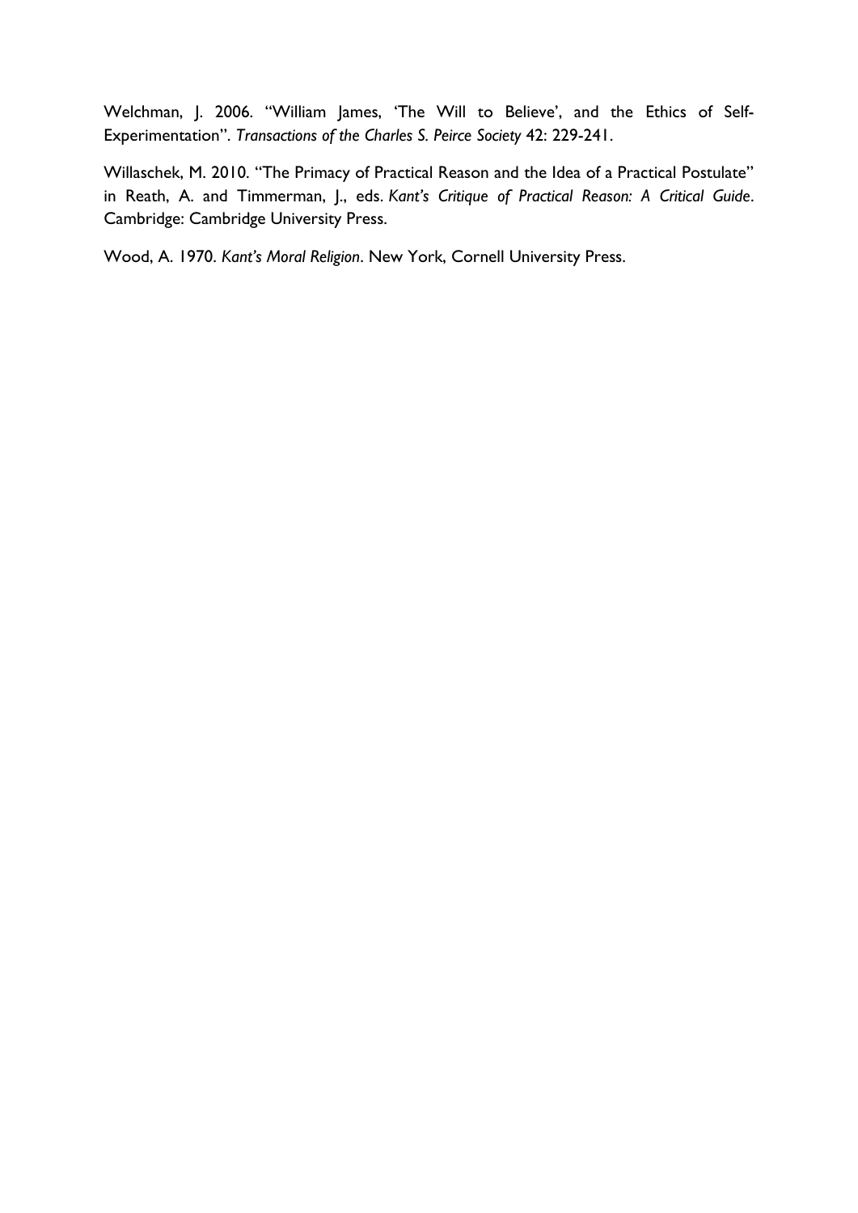Welchman, J. 2006. "William James, 'The Will to Believe', and the Ethics of Self-Experimentation". *Transactions of the Charles S. Peirce Society* 42: 229-241.

Willaschek, M. 2010. "The Primacy of Practical Reason and the Idea of a Practical Postulate" in Reath, A. and Timmerman, J., eds. *Kant's Critique of Practical Reason: A Critical Guide*. Cambridge: Cambridge University Press.

Wood, A. 1970. *Kant's Moral Religion*. New York, Cornell University Press.